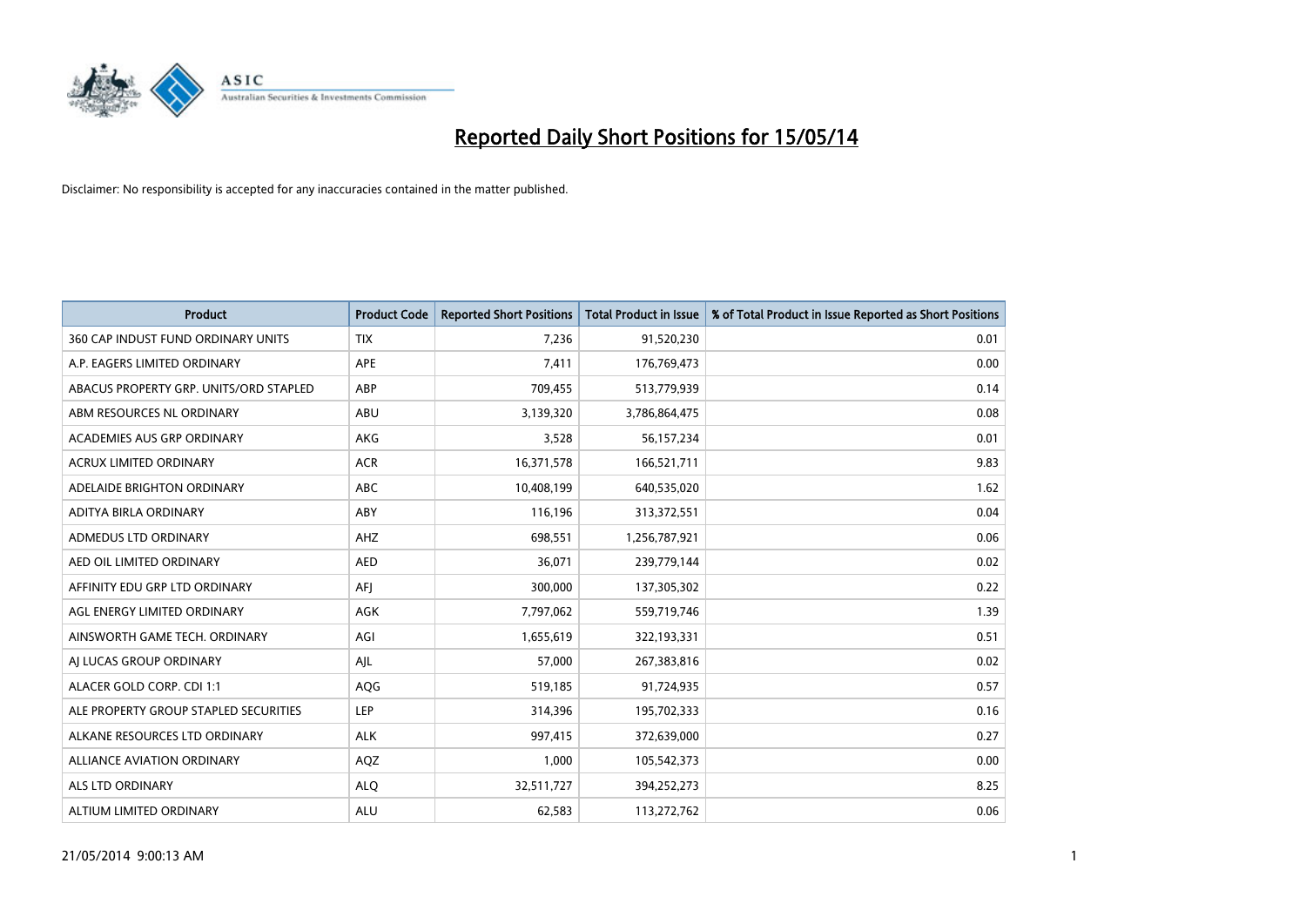# Reported Daily Short Positions for 15/05/14

Disclaimer: No responsibility is accepted for any inaccuracies contained in the matter published.

| Product | Product Code | Reported Short Positions | Total Product in Issue | % of Total Product in Issue Reported as Short Positions |
|---|---|---|---|---|
| 360 CAP INDUST FUND ORDINARY UNITS | TIX | 7,236 | 91,520,230 | 0.01 |
| A.P. EAGERS LIMITED ORDINARY | APE | 7,411 | 176,769,473 | 0.00 |
| ABACUS PROPERTY GRP. UNITS/ORD STAPLED | ABP | 709,455 | 513,779,939 | 0.14 |
| ABM RESOURCES NL ORDINARY | ABU | 3,139,320 | 3,786,864,475 | 0.08 |
| ACADEMIES AUS GRP ORDINARY | AKG | 3,528 | 56,157,234 | 0.01 |
| ACRUX LIMITED ORDINARY | ACR | 16,371,578 | 166,521,711 | 9.83 |
| ADELAIDE BRIGHTON ORDINARY | ABC | 10,408,199 | 640,535,020 | 1.62 |
| ADITYA BIRLA ORDINARY | ABY | 116,196 | 313,372,551 | 0.04 |
| ADMEDUS LTD ORDINARY | AHZ | 698,551 | 1,256,787,921 | 0.06 |
| AED OIL LIMITED ORDINARY | AED | 36,071 | 239,779,144 | 0.02 |
| AFFINITY EDU GRP LTD ORDINARY | AFJ | 300,000 | 137,305,302 | 0.22 |
| AGL ENERGY LIMITED ORDINARY | AGK | 7,797,062 | 559,719,746 | 1.39 |
| AINSWORTH GAME TECH. ORDINARY | AGI | 1,655,619 | 322,193,331 | 0.51 |
| AJ LUCAS GROUP ORDINARY | AJL | 57,000 | 267,383,816 | 0.02 |
| ALACER GOLD CORP. CDI 1:1 | AQG | 519,185 | 91,724,935 | 0.57 |
| ALE PROPERTY GROUP STAPLED SECURITIES | LEP | 314,396 | 195,702,333 | 0.16 |
| ALKANE RESOURCES LTD ORDINARY | ALK | 997,415 | 372,639,000 | 0.27 |
| ALLIANCE AVIATION ORDINARY | AQZ | 1,000 | 105,542,373 | 0.00 |
| ALS LTD ORDINARY | ALQ | 32,511,727 | 394,252,273 | 8.25 |
| ALTIUM LIMITED ORDINARY | ALU | 62,583 | 113,272,762 | 0.06 |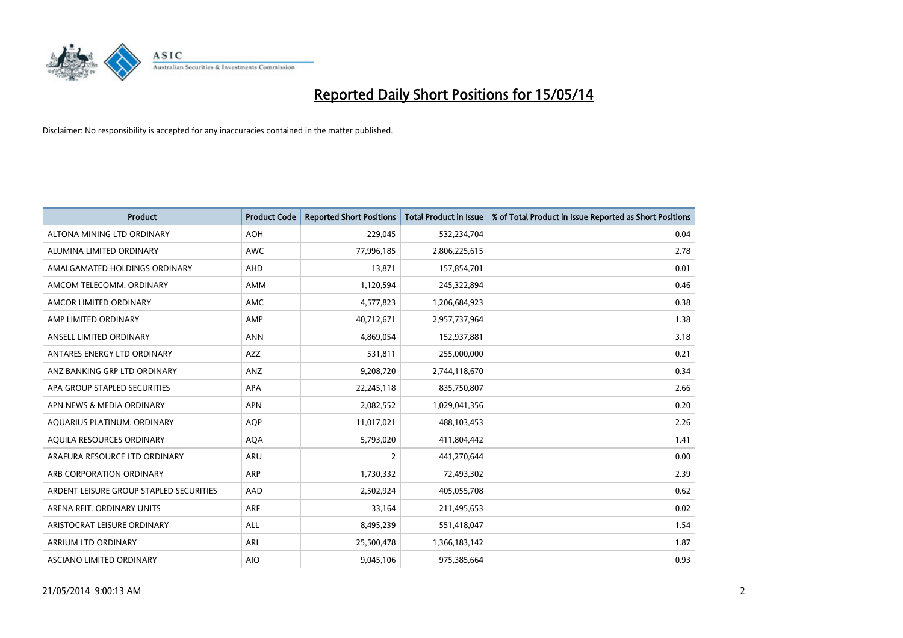# Reported Daily Short Positions for 15/05/14

Disclaimer: No responsibility is accepted for any inaccuracies contained in the matter published.

| Product | Product Code | Reported Short Positions | Total Product in Issue | % of Total Product in Issue Reported as Short Positions |
|---|---|---|---|---|
| ALTONA MINING LTD ORDINARY | AOH | 229,045 | 532,234,704 | 0.04 |
| ALUMINA LIMITED ORDINARY | AWC | 77,996,185 | 2,806,225,615 | 2.78 |
| AMALGAMATED HOLDINGS ORDINARY | AHD | 13,871 | 157,854,701 | 0.01 |
| AMCOM TELECOMM. ORDINARY | AMM | 1,120,594 | 245,322,894 | 0.46 |
| AMCOR LIMITED ORDINARY | AMC | 4,577,823 | 1,206,684,923 | 0.38 |
| AMP LIMITED ORDINARY | AMP | 40,712,671 | 2,957,737,964 | 1.38 |
| ANSELL LIMITED ORDINARY | ANN | 4,869,054 | 152,937,881 | 3.18 |
| ANTARES ENERGY LTD ORDINARY | AZZ | 531,811 | 255,000,000 | 0.21 |
| ANZ BANKING GRP LTD ORDINARY | ANZ | 9,208,720 | 2,744,118,670 | 0.34 |
| APA GROUP STAPLED SECURITIES | APA | 22,245,118 | 835,750,807 | 2.66 |
| APN NEWS & MEDIA ORDINARY | APN | 2,082,552 | 1,029,041,356 | 0.20 |
| AQUARIUS PLATINUM. ORDINARY | AQP | 11,017,021 | 488,103,453 | 2.26 |
| AQUILA RESOURCES ORDINARY | AQA | 5,793,020 | 411,804,442 | 1.41 |
| ARAFURA RESOURCE LTD ORDINARY | ARU | 2 | 441,270,644 | 0.00 |
| ARB CORPORATION ORDINARY | ARP | 1,730,332 | 72,493,302 | 2.39 |
| ARDENT LEISURE GROUP STAPLED SECURITIES | AAD | 2,502,924 | 405,055,708 | 0.62 |
| ARENA REIT. ORDINARY UNITS | ARF | 33,164 | 211,495,653 | 0.02 |
| ARISTOCRAT LEISURE ORDINARY | ALL | 8,495,239 | 551,418,047 | 1.54 |
| ARRIUM LTD ORDINARY | ARI | 25,500,478 | 1,366,183,142 | 1.87 |
| ASCIANO LIMITED ORDINARY | AIO | 9,045,106 | 975,385,664 | 0.93 |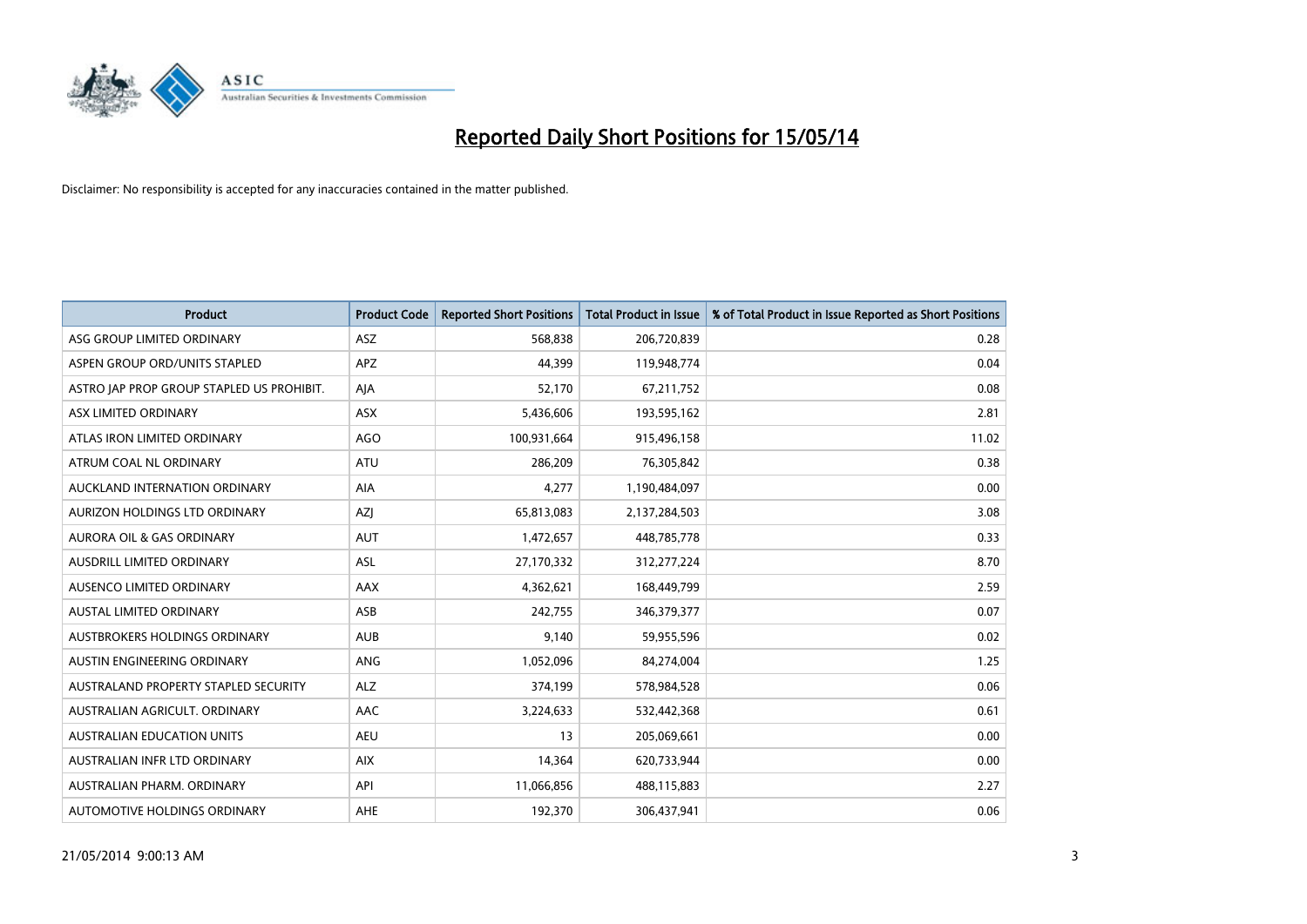# Reported Daily Short Positions for 15/05/14

Disclaimer: No responsibility is accepted for any inaccuracies contained in the matter published.

| Product | Product Code | Reported Short Positions | Total Product in Issue | % of Total Product in Issue Reported as Short Positions |
|---|---|---|---|---|
| ASG GROUP LIMITED ORDINARY | ASZ | 568,838 | 206,720,839 | 0.28 |
| ASPEN GROUP ORD/UNITS STAPLED | APZ | 44,399 | 119,948,774 | 0.04 |
| ASTRO JAP PROP GROUP STAPLED US PROHIBIT. | AJA | 52,170 | 67,211,752 | 0.08 |
| ASX LIMITED ORDINARY | ASX | 5,436,606 | 193,595,162 | 2.81 |
| ATLAS IRON LIMITED ORDINARY | AGO | 100,931,664 | 915,496,158 | 11.02 |
| ATRUM COAL NL ORDINARY | ATU | 286,209 | 76,305,842 | 0.38 |
| AUCKLAND INTERNATION ORDINARY | AIA | 4,277 | 1,190,484,097 | 0.00 |
| AURIZON HOLDINGS LTD ORDINARY | AZJ | 65,813,083 | 2,137,284,503 | 3.08 |
| AURORA OIL & GAS ORDINARY | AUT | 1,472,657 | 448,785,778 | 0.33 |
| AUSDRILL LIMITED ORDINARY | ASL | 27,170,332 | 312,277,224 | 8.70 |
| AUSENCO LIMITED ORDINARY | AAX | 4,362,621 | 168,449,799 | 2.59 |
| AUSTAL LIMITED ORDINARY | ASB | 242,755 | 346,379,377 | 0.07 |
| AUSTBROKERS HOLDINGS ORDINARY | AUB | 9,140 | 59,955,596 | 0.02 |
| AUSTIN ENGINEERING ORDINARY | ANG | 1,052,096 | 84,274,004 | 1.25 |
| AUSTRALAND PROPERTY STAPLED SECURITY | ALZ | 374,199 | 578,984,528 | 0.06 |
| AUSTRALIAN AGRICULT. ORDINARY | AAC | 3,224,633 | 532,442,368 | 0.61 |
| AUSTRALIAN EDUCATION UNITS | AEU | 13 | 205,069,661 | 0.00 |
| AUSTRALIAN INFR LTD ORDINARY | AIX | 14,364 | 620,733,944 | 0.00 |
| AUSTRALIAN PHARM. ORDINARY | API | 11,066,856 | 488,115,883 | 2.27 |
| AUTOMOTIVE HOLDINGS ORDINARY | AHE | 192,370 | 306,437,941 | 0.06 |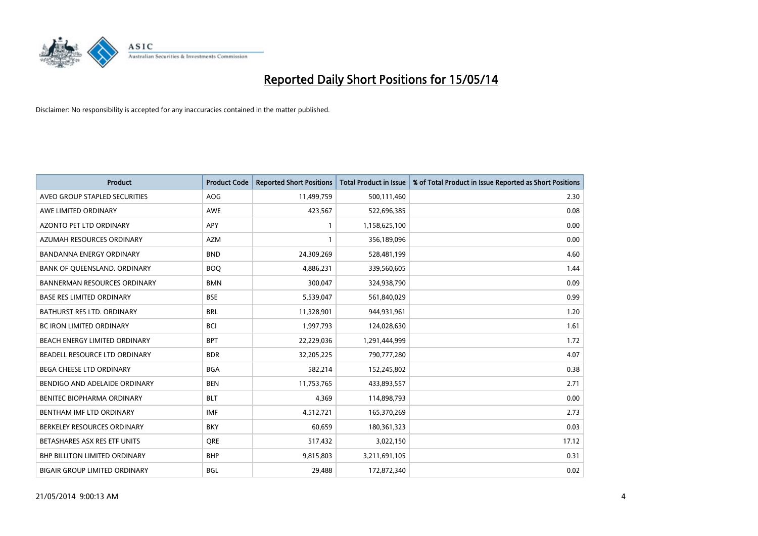# Reported Daily Short Positions for 15/05/14

Disclaimer: No responsibility is accepted for any inaccuracies contained in the matter published.

| Product | Product Code | Reported Short Positions | Total Product in Issue | % of Total Product in Issue Reported as Short Positions |
|---|---|---|---|---|
| AVEO GROUP STAPLED SECURITIES | AOG | 11,499,759 | 500,111,460 | 2.30 |
| AWE LIMITED ORDINARY | AWE | 423,567 | 522,696,385 | 0.08 |
| AZONTO PET LTD ORDINARY | APY | 1 | 1,158,625,100 | 0.00 |
| AZUMAH RESOURCES ORDINARY | AZM | 1 | 356,189,096 | 0.00 |
| BANDANNA ENERGY ORDINARY | BND | 24,309,269 | 528,481,199 | 4.60 |
| BANK OF QUEENSLAND. ORDINARY | BOQ | 4,886,231 | 339,560,605 | 1.44 |
| BANNERMAN RESOURCES ORDINARY | BMN | 300,047 | 324,938,790 | 0.09 |
| BASE RES LIMITED ORDINARY | BSE | 5,539,047 | 561,840,029 | 0.99 |
| BATHURST RES LTD. ORDINARY | BRL | 11,328,901 | 944,931,961 | 1.20 |
| BC IRON LIMITED ORDINARY | BCI | 1,997,793 | 124,028,630 | 1.61 |
| BEACH ENERGY LIMITED ORDINARY | BPT | 22,229,036 | 1,291,444,999 | 1.72 |
| BEADELL RESOURCE LTD ORDINARY | BDR | 32,205,225 | 790,777,280 | 4.07 |
| BEGA CHEESE LTD ORDINARY | BGA | 582,214 | 152,245,802 | 0.38 |
| BENDIGO AND ADELAIDE ORDINARY | BEN | 11,753,765 | 433,893,557 | 2.71 |
| BENITEC BIOPHARMA ORDINARY | BLT | 4,369 | 114,898,793 | 0.00 |
| BENTHAM IMF LTD ORDINARY | IMF | 4,512,721 | 165,370,269 | 2.73 |
| BERKELEY RESOURCES ORDINARY | BKY | 60,659 | 180,361,323 | 0.03 |
| BETASHARES ASX RES ETF UNITS | QRE | 517,432 | 3,022,150 | 17.12 |
| BHP BILLITON LIMITED ORDINARY | BHP | 9,815,803 | 3,211,691,105 | 0.31 |
| BIGAIR GROUP LIMITED ORDINARY | BGL | 29,488 | 172,872,340 | 0.02 |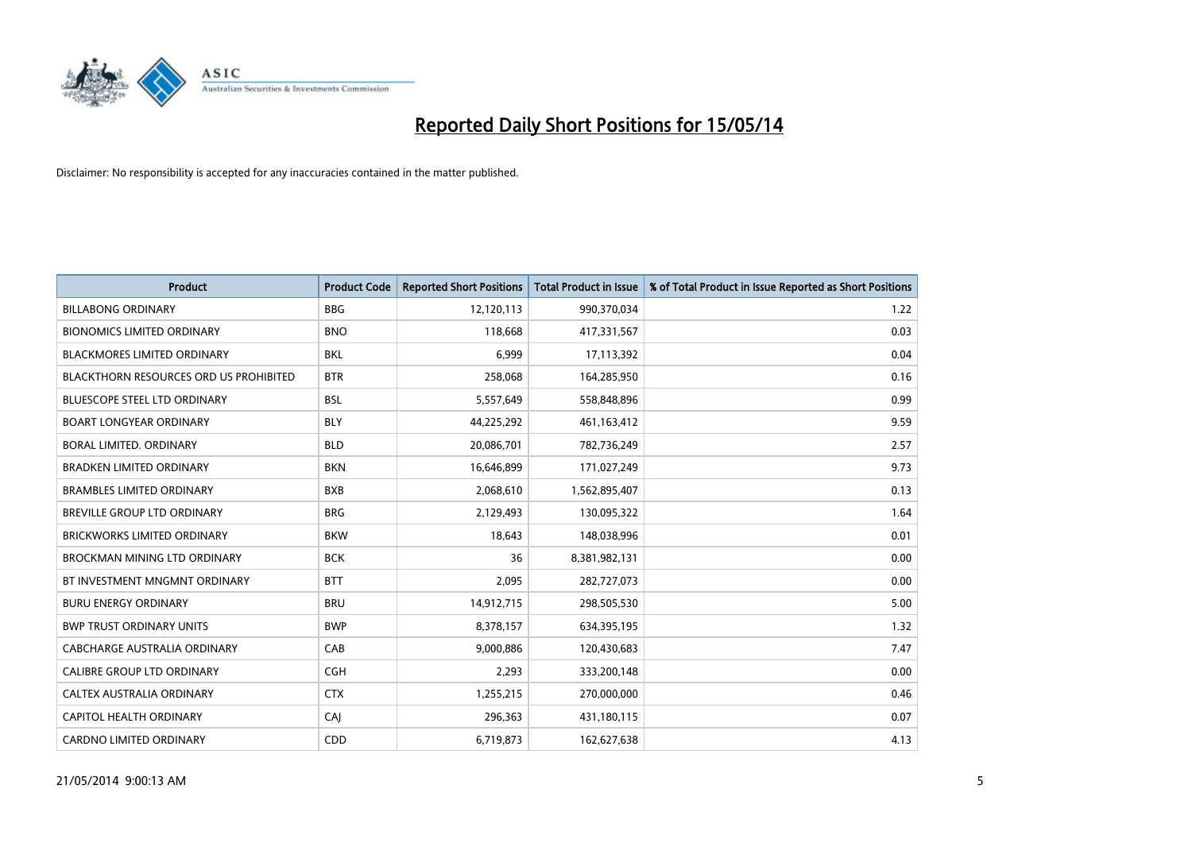# Reported Daily Short Positions for 15/05/14

Disclaimer: No responsibility is accepted for any inaccuracies contained in the matter published.

| Product | Product Code | Reported Short Positions | Total Product in Issue | % of Total Product in Issue Reported as Short Positions |
|---|---|---|---|---|
| BILLABONG ORDINARY | BBG | 12,120,113 | 990,370,034 | 1.22 |
| BIONOMICS LIMITED ORDINARY | BNO | 118,668 | 417,331,567 | 0.03 |
| BLACKMORES LIMITED ORDINARY | BKL | 6,999 | 17,113,392 | 0.04 |
| BLACKTHORN RESOURCES ORD US PROHIBITED | BTR | 258,068 | 164,285,950 | 0.16 |
| BLUESCOPE STEEL LTD ORDINARY | BSL | 5,557,649 | 558,848,896 | 0.99 |
| BOART LONGYEAR ORDINARY | BLY | 44,225,292 | 461,163,412 | 9.59 |
| BORAL LIMITED. ORDINARY | BLD | 20,086,701 | 782,736,249 | 2.57 |
| BRADKEN LIMITED ORDINARY | BKN | 16,646,899 | 171,027,249 | 9.73 |
| BRAMBLES LIMITED ORDINARY | BXB | 2,068,610 | 1,562,895,407 | 0.13 |
| BREVILLE GROUP LTD ORDINARY | BRG | 2,129,493 | 130,095,322 | 1.64 |
| BRICKWORKS LIMITED ORDINARY | BKW | 18,643 | 148,038,996 | 0.01 |
| BROCKMAN MINING LTD ORDINARY | BCK | 36 | 8,381,982,131 | 0.00 |
| BT INVESTMENT MNGMNT ORDINARY | BTT | 2,095 | 282,727,073 | 0.00 |
| BURU ENERGY ORDINARY | BRU | 14,912,715 | 298,505,530 | 5.00 |
| BWP TRUST ORDINARY UNITS | BWP | 8,378,157 | 634,395,195 | 1.32 |
| CABCHARGE AUSTRALIA ORDINARY | CAB | 9,000,886 | 120,430,683 | 7.47 |
| CALIBRE GROUP LTD ORDINARY | CGH | 2,293 | 333,200,148 | 0.00 |
| CALTEX AUSTRALIA ORDINARY | CTX | 1,255,215 | 270,000,000 | 0.46 |
| CAPITOL HEALTH ORDINARY | CAJ | 296,363 | 431,180,115 | 0.07 |
| CARDNO LIMITED ORDINARY | CDD | 6,719,873 | 162,627,638 | 4.13 |

21/05/2014 9:00:13 AM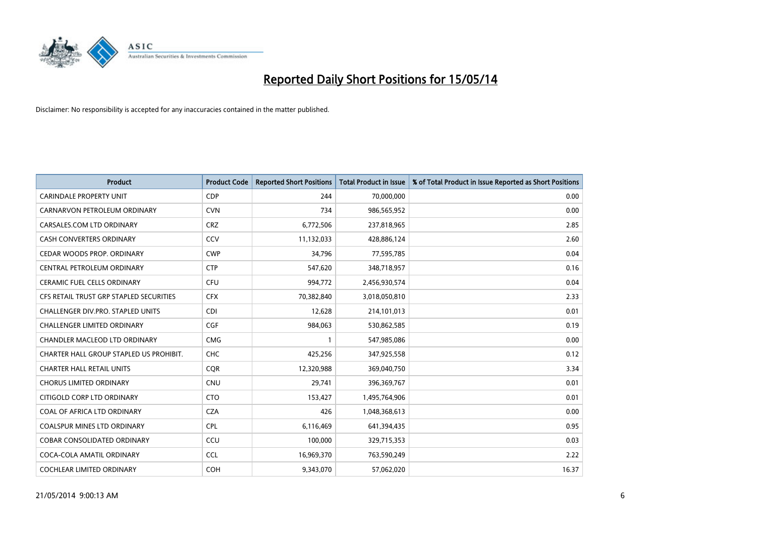# Reported Daily Short Positions for 15/05/14

Disclaimer: No responsibility is accepted for any inaccuracies contained in the matter published.

| Product | Product Code | Reported Short Positions | Total Product in Issue | % of Total Product in Issue Reported as Short Positions |
|---|---|---|---|---|
| CARINDALE PROPERTY UNIT | CDP | 244 | 70,000,000 | 0.00 |
| CARNARVON PETROLEUM ORDINARY | CVN | 734 | 986,565,952 | 0.00 |
| CARSALES.COM LTD ORDINARY | CRZ | 6,772,506 | 237,818,965 | 2.85 |
| CASH CONVERTERS ORDINARY | CCV | 11,132,033 | 428,886,124 | 2.60 |
| CEDAR WOODS PROP. ORDINARY | CWP | 34,796 | 77,595,785 | 0.04 |
| CENTRAL PETROLEUM ORDINARY | CTP | 547,620 | 348,718,957 | 0.16 |
| CERAMIC FUEL CELLS ORDINARY | CFU | 994,772 | 2,456,930,574 | 0.04 |
| CFS RETAIL TRUST GRP STAPLED SECURITIES | CFX | 70,382,840 | 3,018,050,810 | 2.33 |
| CHALLENGER DIV.PRO. STAPLED UNITS | CDI | 12,628 | 214,101,013 | 0.01 |
| CHALLENGER LIMITED ORDINARY | CGF | 984,063 | 530,862,585 | 0.19 |
| CHANDLER MACLEOD LTD ORDINARY | CMG | 1 | 547,985,086 | 0.00 |
| CHARTER HALL GROUP STAPLED US PROHIBIT. | CHC | 425,256 | 347,925,558 | 0.12 |
| CHARTER HALL RETAIL UNITS | CQR | 12,320,988 | 369,040,750 | 3.34 |
| CHORUS LIMITED ORDINARY | CNU | 29,741 | 396,369,767 | 0.01 |
| CITIGOLD CORP LTD ORDINARY | CTO | 153,427 | 1,495,764,906 | 0.01 |
| COAL OF AFRICA LTD ORDINARY | CZA | 426 | 1,048,368,613 | 0.00 |
| COALSPUR MINES LTD ORDINARY | CPL | 6,116,469 | 641,394,435 | 0.95 |
| COBAR CONSOLIDATED ORDINARY | CCU | 100,000 | 329,715,353 | 0.03 |
| COCA-COLA AMATIL ORDINARY | CCL | 16,969,370 | 763,590,249 | 2.22 |
| COCHLEAR LIMITED ORDINARY | COH | 9,343,070 | 57,062,020 | 16.37 |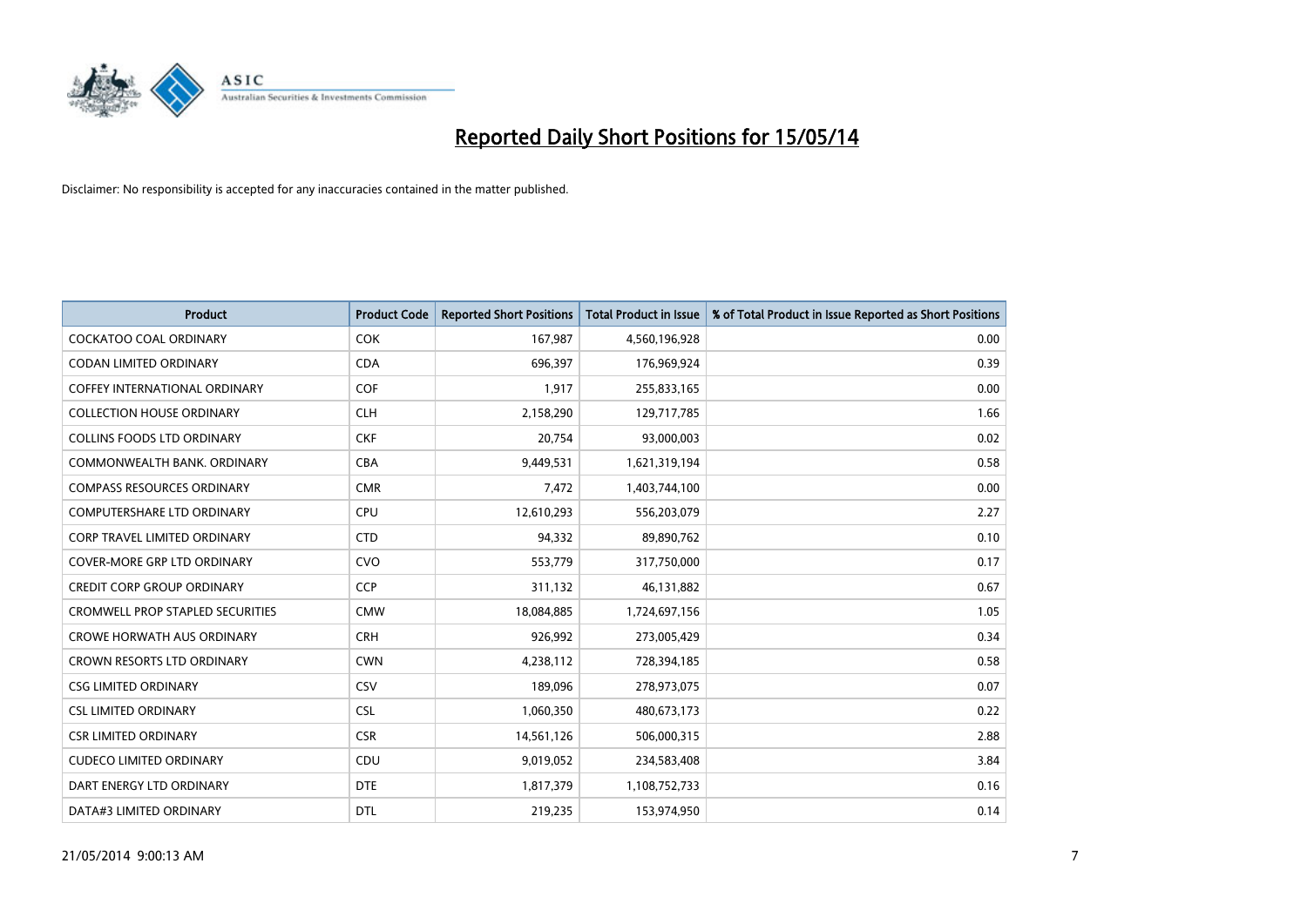# Reported Daily Short Positions for 15/05/14

Disclaimer: No responsibility is accepted for any inaccuracies contained in the matter published.

| Product | Product Code | Reported Short Positions | Total Product in Issue | % of Total Product in Issue Reported as Short Positions |
|---|---|---|---|---|
| COCKATOO COAL ORDINARY | COK | 167,987 | 4,560,196,928 | 0.00 |
| CODAN LIMITED ORDINARY | CDA | 696,397 | 176,969,924 | 0.39 |
| COFFEY INTERNATIONAL ORDINARY | COF | 1,917 | 255,833,165 | 0.00 |
| COLLECTION HOUSE ORDINARY | CLH | 2,158,290 | 129,717,785 | 1.66 |
| COLLINS FOODS LTD ORDINARY | CKF | 20,754 | 93,000,003 | 0.02 |
| COMMONWEALTH BANK. ORDINARY | CBA | 9,449,531 | 1,621,319,194 | 0.58 |
| COMPASS RESOURCES ORDINARY | CMR | 7,472 | 1,403,744,100 | 0.00 |
| COMPUTERSHARE LTD ORDINARY | CPU | 12,610,293 | 556,203,079 | 2.27 |
| CORP TRAVEL LIMITED ORDINARY | CTD | 94,332 | 89,890,762 | 0.10 |
| COVER-MORE GRP LTD ORDINARY | CVO | 553,779 | 317,750,000 | 0.17 |
| CREDIT CORP GROUP ORDINARY | CCP | 311,132 | 46,131,882 | 0.67 |
| CROMWELL PROP STAPLED SECURITIES | CMW | 18,084,885 | 1,724,697,156 | 1.05 |
| CROWE HORWATH AUS ORDINARY | CRH | 926,992 | 273,005,429 | 0.34 |
| CROWN RESORTS LTD ORDINARY | CWN | 4,238,112 | 728,394,185 | 0.58 |
| CSG LIMITED ORDINARY | CSV | 189,096 | 278,973,075 | 0.07 |
| CSL LIMITED ORDINARY | CSL | 1,060,350 | 480,673,173 | 0.22 |
| CSR LIMITED ORDINARY | CSR | 14,561,126 | 506,000,315 | 2.88 |
| CUDECO LIMITED ORDINARY | CDU | 9,019,052 | 234,583,408 | 3.84 |
| DART ENERGY LTD ORDINARY | DTE | 1,817,379 | 1,108,752,733 | 0.16 |
| DATA#3 LIMITED ORDINARY | DTL | 219,235 | 153,974,950 | 0.14 |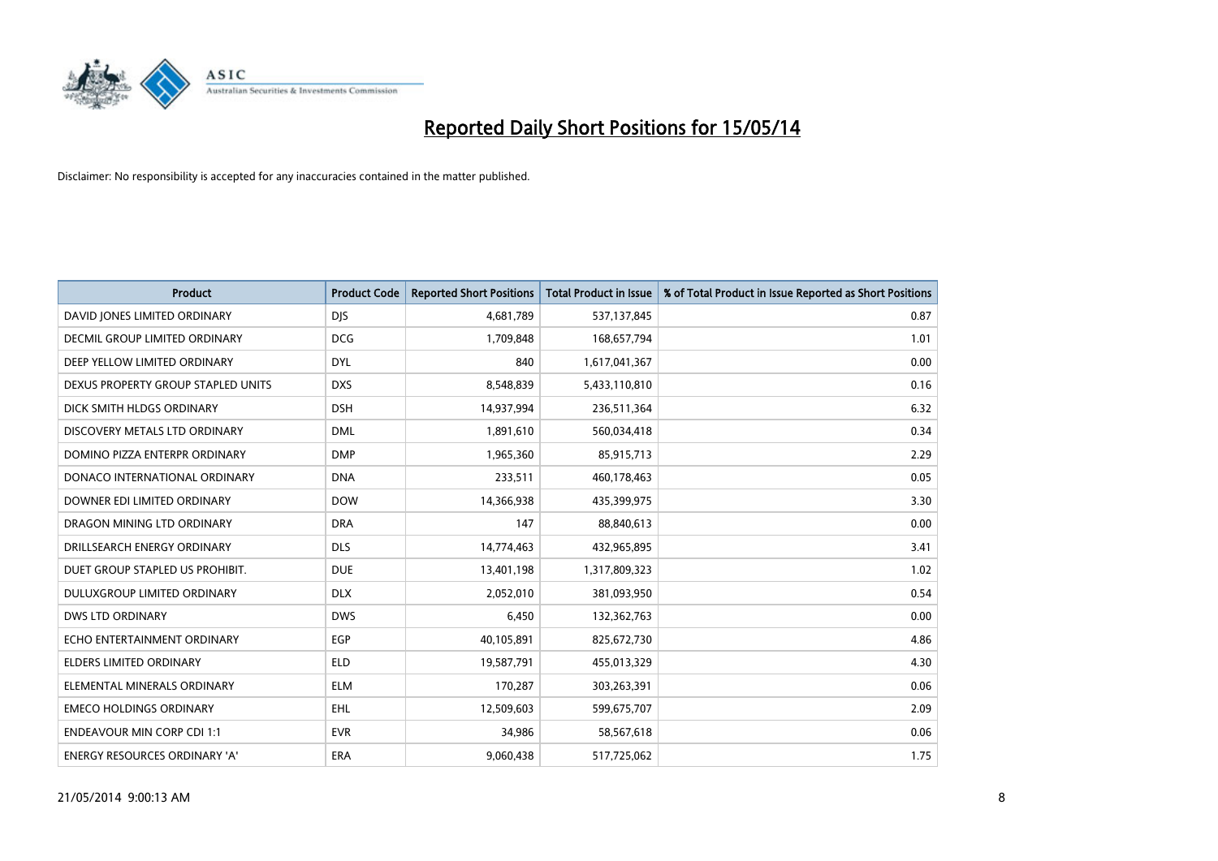# Reported Daily Short Positions for 15/05/14

Disclaimer: No responsibility is accepted for any inaccuracies contained in the matter published.

| Product | Product Code | Reported Short Positions | Total Product in Issue | % of Total Product in Issue Reported as Short Positions |
| --- | --- | --- | --- | --- |
| DAVID JONES LIMITED ORDINARY | DJS | 4,681,789 | 537,137,845 | 0.87 |
| DECMIL GROUP LIMITED ORDINARY | DCG | 1,709,848 | 168,657,794 | 1.01 |
| DEEP YELLOW LIMITED ORDINARY | DYL | 840 | 1,617,041,367 | 0.00 |
| DEXUS PROPERTY GROUP STAPLED UNITS | DXS | 8,548,839 | 5,433,110,810 | 0.16 |
| DICK SMITH HLDGS ORDINARY | DSH | 14,937,994 | 236,511,364 | 6.32 |
| DISCOVERY METALS LTD ORDINARY | DML | 1,891,610 | 560,034,418 | 0.34 |
| DOMINO PIZZA ENTERPR ORDINARY | DMP | 1,965,360 | 85,915,713 | 2.29 |
| DONACO INTERNATIONAL ORDINARY | DNA | 233,511 | 460,178,463 | 0.05 |
| DOWNER EDI LIMITED ORDINARY | DOW | 14,366,938 | 435,399,975 | 3.30 |
| DRAGON MINING LTD ORDINARY | DRA | 147 | 88,840,613 | 0.00 |
| DRILLSEARCH ENERGY ORDINARY | DLS | 14,774,463 | 432,965,895 | 3.41 |
| DUET GROUP STAPLED US PROHIBIT. | DUE | 13,401,198 | 1,317,809,323 | 1.02 |
| DULUXGROUP LIMITED ORDINARY | DLX | 2,052,010 | 381,093,950 | 0.54 |
| DWS LTD ORDINARY | DWS | 6,450 | 132,362,763 | 0.00 |
| ECHO ENTERTAINMENT ORDINARY | EGP | 40,105,891 | 825,672,730 | 4.86 |
| ELDERS LIMITED ORDINARY | ELD | 19,587,791 | 455,013,329 | 4.30 |
| ELEMENTAL MINERALS ORDINARY | ELM | 170,287 | 303,263,391 | 0.06 |
| EMECO HOLDINGS ORDINARY | EHL | 12,509,603 | 599,675,707 | 2.09 |
| ENDEAVOUR MIN CORP CDI 1:1 | EVR | 34,986 | 58,567,618 | 0.06 |
| ENERGY RESOURCES ORDINARY 'A' | ERA | 9,060,438 | 517,725,062 | 1.75 |

21/05/2014 9:00:13 AM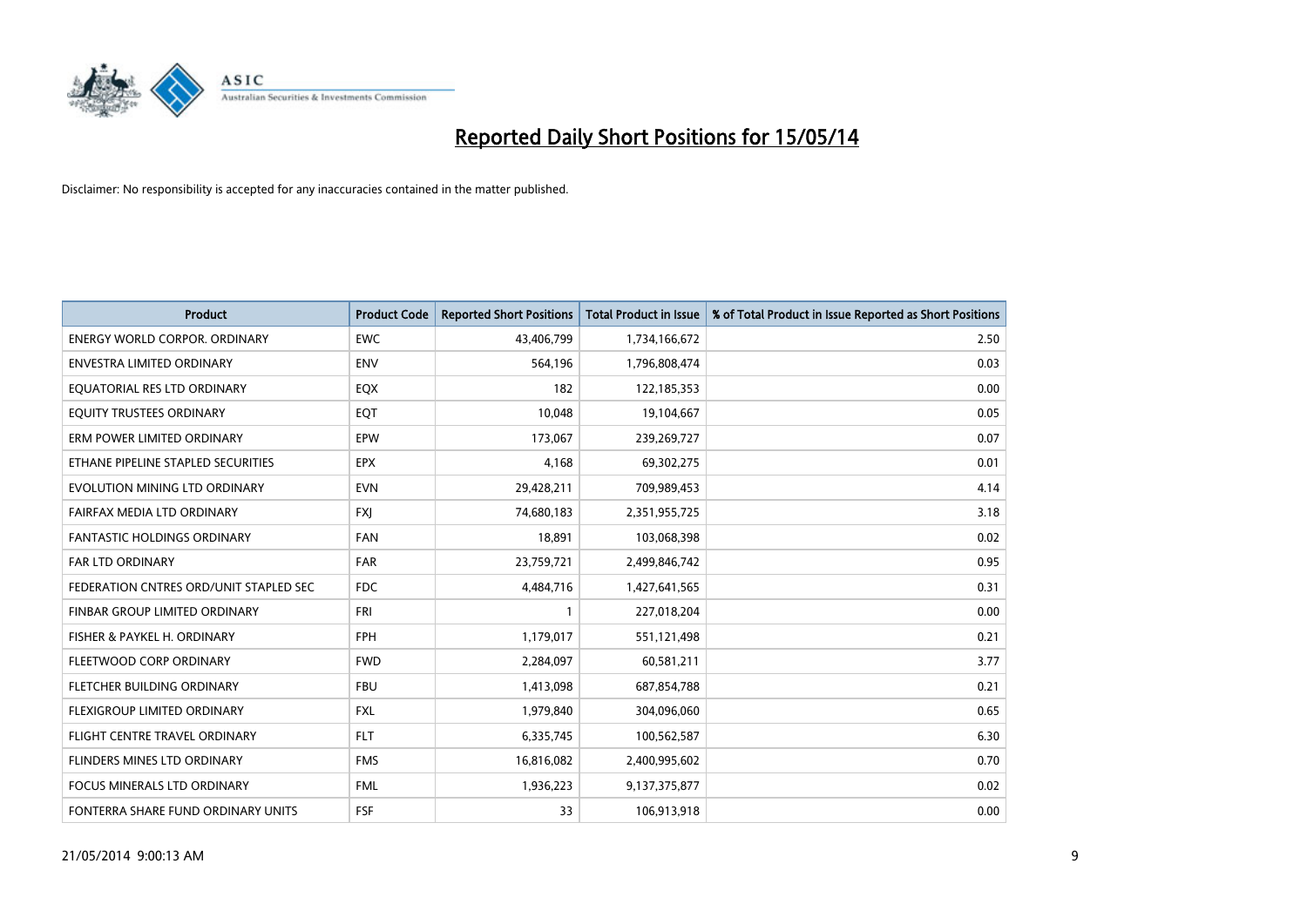# Reported Daily Short Positions for 15/05/14

Disclaimer: No responsibility is accepted for any inaccuracies contained in the matter published.

| Product | Product Code | Reported Short Positions | Total Product in Issue | % of Total Product in Issue Reported as Short Positions |
|---|---|---|---|---|
| ENERGY WORLD CORPOR. ORDINARY | EWC | 43,406,799 | 1,734,166,672 | 2.50 |
| ENVESTRA LIMITED ORDINARY | ENV | 564,196 | 1,796,808,474 | 0.03 |
| EQUATORIAL RES LTD ORDINARY | EQX | 182 | 122,185,353 | 0.00 |
| EQUITY TRUSTEES ORDINARY | EQT | 10,048 | 19,104,667 | 0.05 |
| ERM POWER LIMITED ORDINARY | EPW | 173,067 | 239,269,727 | 0.07 |
| ETHANE PIPELINE STAPLED SECURITIES | EPX | 4,168 | 69,302,275 | 0.01 |
| EVOLUTION MINING LTD ORDINARY | EVN | 29,428,211 | 709,989,453 | 4.14 |
| FAIRFAX MEDIA LTD ORDINARY | FXJ | 74,680,183 | 2,351,955,725 | 3.18 |
| FANTASTIC HOLDINGS ORDINARY | FAN | 18,891 | 103,068,398 | 0.02 |
| FAR LTD ORDINARY | FAR | 23,759,721 | 2,499,846,742 | 0.95 |
| FEDERATION CNTRES ORD/UNIT STAPLED SEC | FDC | 4,484,716 | 1,427,641,565 | 0.31 |
| FINBAR GROUP LIMITED ORDINARY | FRI | 1 | 227,018,204 | 0.00 |
| FISHER & PAYKEL H. ORDINARY | FPH | 1,179,017 | 551,121,498 | 0.21 |
| FLEETWOOD CORP ORDINARY | FWD | 2,284,097 | 60,581,211 | 3.77 |
| FLETCHER BUILDING ORDINARY | FBU | 1,413,098 | 687,854,788 | 0.21 |
| FLEXIGROUP LIMITED ORDINARY | FXL | 1,979,840 | 304,096,060 | 0.65 |
| FLIGHT CENTRE TRAVEL ORDINARY | FLT | 6,335,745 | 100,562,587 | 6.30 |
| FLINDERS MINES LTD ORDINARY | FMS | 16,816,082 | 2,400,995,602 | 0.70 |
| FOCUS MINERALS LTD ORDINARY | FML | 1,936,223 | 9,137,375,877 | 0.02 |
| FONTERRA SHARE FUND ORDINARY UNITS | FSF | 33 | 106,913,918 | 0.00 |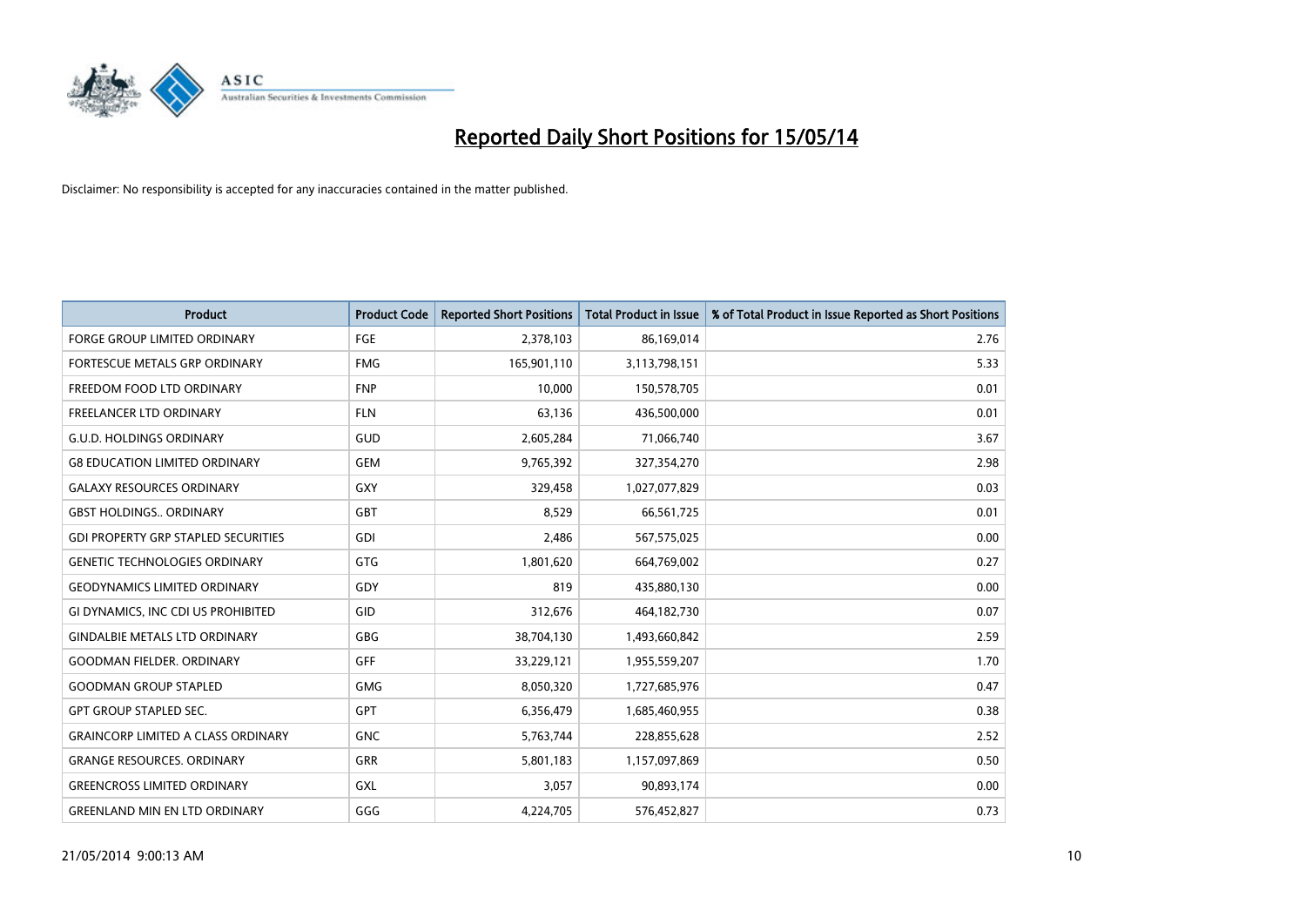# Reported Daily Short Positions for 15/05/14

Disclaimer: No responsibility is accepted for any inaccuracies contained in the matter published.

| Product | Product Code | Reported Short Positions | Total Product in Issue | % of Total Product in Issue Reported as Short Positions |
|---|---|---|---|---|
| FORGE GROUP LIMITED ORDINARY | FGE | 2,378,103 | 86,169,014 | 2.76 |
| FORTESCUE METALS GRP ORDINARY | FMG | 165,901,110 | 3,113,798,151 | 5.33 |
| FREEDOM FOOD LTD ORDINARY | FNP | 10,000 | 150,578,705 | 0.01 |
| FREELANCER LTD ORDINARY | FLN | 63,136 | 436,500,000 | 0.01 |
| G.U.D. HOLDINGS ORDINARY | GUD | 2,605,284 | 71,066,740 | 3.67 |
| G8 EDUCATION LIMITED ORDINARY | GEM | 9,765,392 | 327,354,270 | 2.98 |
| GALAXY RESOURCES ORDINARY | GXY | 329,458 | 1,027,077,829 | 0.03 |
| GBST HOLDINGS.. ORDINARY | GBT | 8,529 | 66,561,725 | 0.01 |
| GDI PROPERTY GRP STAPLED SECURITIES | GDI | 2,486 | 567,575,025 | 0.00 |
| GENETIC TECHNOLOGIES ORDINARY | GTG | 1,801,620 | 664,769,002 | 0.27 |
| GEODYNAMICS LIMITED ORDINARY | GDY | 819 | 435,880,130 | 0.00 |
| GI DYNAMICS, INC CDI US PROHIBITED | GID | 312,676 | 464,182,730 | 0.07 |
| GINDALBIE METALS LTD ORDINARY | GBG | 38,704,130 | 1,493,660,842 | 2.59 |
| GOODMAN FIELDER. ORDINARY | GFF | 33,229,121 | 1,955,559,207 | 1.70 |
| GOODMAN GROUP STAPLED | GMG | 8,050,320 | 1,727,685,976 | 0.47 |
| GPT GROUP STAPLED SEC. | GPT | 6,356,479 | 1,685,460,955 | 0.38 |
| GRAINCORP LIMITED A CLASS ORDINARY | GNC | 5,763,744 | 228,855,628 | 2.52 |
| GRANGE RESOURCES. ORDINARY | GRR | 5,801,183 | 1,157,097,869 | 0.50 |
| GREENCROSS LIMITED ORDINARY | GXL | 3,057 | 90,893,174 | 0.00 |
| GREENLAND MIN EN LTD ORDINARY | GGG | 4,224,705 | 576,452,827 | 0.73 |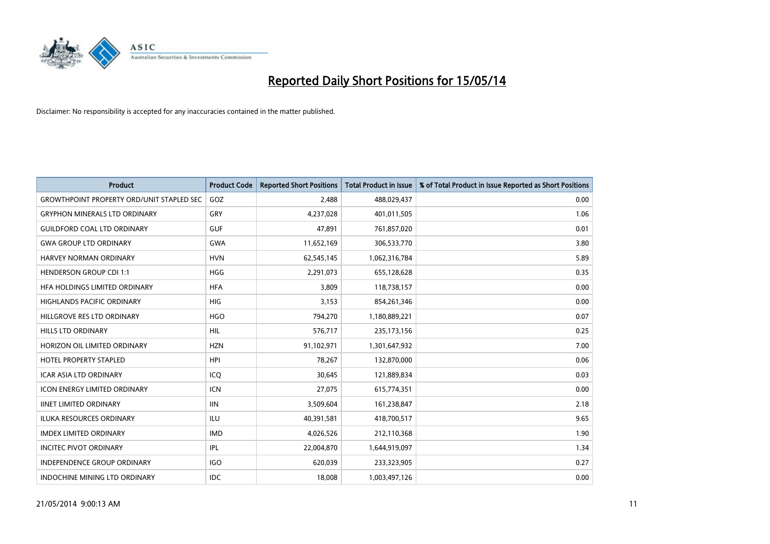# Reported Daily Short Positions for 15/05/14

Disclaimer: No responsibility is accepted for any inaccuracies contained in the matter published.

| Product | Product Code | Reported Short Positions | Total Product in Issue | % of Total Product in Issue Reported as Short Positions |
|---|---|---|---|---|
| GROWTHPOINT PROPERTY ORD/UNIT STAPLED SEC | GOZ | 2,488 | 488,029,437 | 0.00 |
| GRYPHON MINERALS LTD ORDINARY | GRY | 4,237,028 | 401,011,505 | 1.06 |
| GUILDFORD COAL LTD ORDINARY | GUF | 47,891 | 761,857,020 | 0.01 |
| GWA GROUP LTD ORDINARY | GWA | 11,652,169 | 306,533,770 | 3.80 |
| HARVEY NORMAN ORDINARY | HVN | 62,545,145 | 1,062,316,784 | 5.89 |
| HENDERSON GROUP CDI 1:1 | HGG | 2,291,073 | 655,128,628 | 0.35 |
| HFA HOLDINGS LIMITED ORDINARY | HFA | 3,809 | 118,738,157 | 0.00 |
| HIGHLANDS PACIFIC ORDINARY | HIG | 3,153 | 854,261,346 | 0.00 |
| HILLGROVE RES LTD ORDINARY | HGO | 794,270 | 1,180,889,221 | 0.07 |
| HILLS LTD ORDINARY | HIL | 576,717 | 235,173,156 | 0.25 |
| HORIZON OIL LIMITED ORDINARY | HZN | 91,102,971 | 1,301,647,932 | 7.00 |
| HOTEL PROPERTY STAPLED | HPI | 78,267 | 132,870,000 | 0.06 |
| ICAR ASIA LTD ORDINARY | ICQ | 30,645 | 121,889,834 | 0.03 |
| ICON ENERGY LIMITED ORDINARY | ICN | 27,075 | 615,774,351 | 0.00 |
| IINET LIMITED ORDINARY | IIN | 3,509,604 | 161,238,847 | 2.18 |
| ILUKA RESOURCES ORDINARY | ILU | 40,391,581 | 418,700,517 | 9.65 |
| IMDEX LIMITED ORDINARY | IMD | 4,026,526 | 212,110,368 | 1.90 |
| INCITEC PIVOT ORDINARY | IPL | 22,004,870 | 1,644,919,097 | 1.34 |
| INDEPENDENCE GROUP ORDINARY | IGO | 620,039 | 233,323,905 | 0.27 |
| INDOCHINE MINING LTD ORDINARY | IDC | 18,008 | 1,003,497,126 | 0.00 |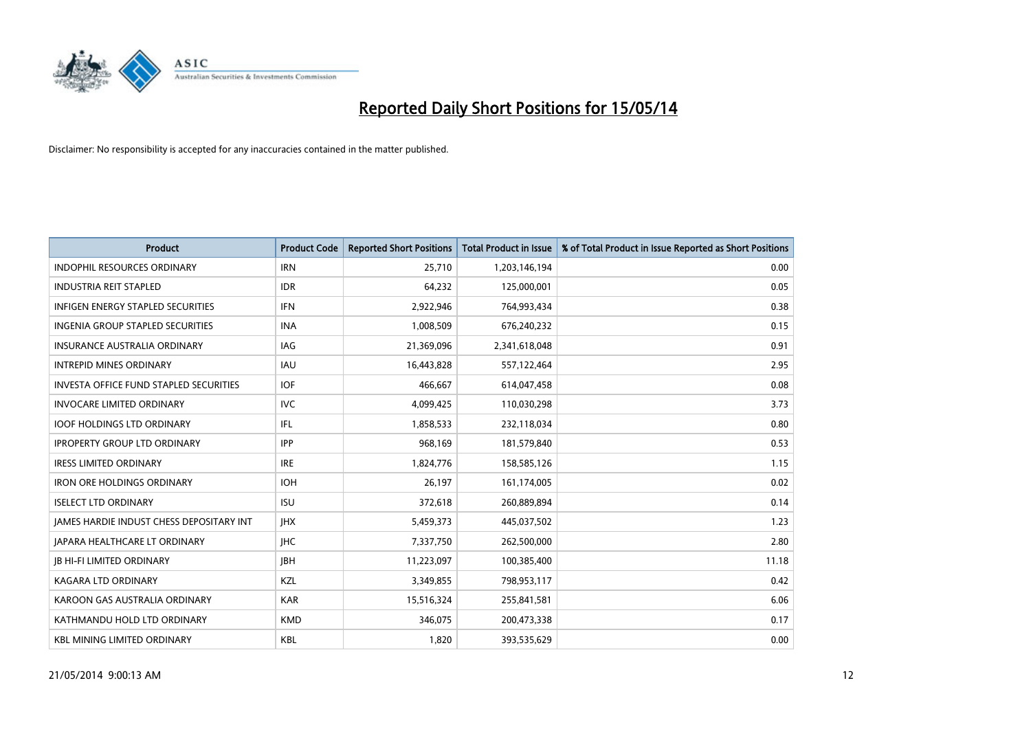# Reported Daily Short Positions for 15/05/14

Disclaimer: No responsibility is accepted for any inaccuracies contained in the matter published.

| Product | Product Code | Reported Short Positions | Total Product in Issue | % of Total Product in Issue Reported as Short Positions |
|---|---|---|---|---|
| INDOPHIL RESOURCES ORDINARY | IRN | 25,710 | 1,203,146,194 | 0.00 |
| INDUSTRIA REIT STAPLED | IDR | 64,232 | 125,000,001 | 0.05 |
| INFIGEN ENERGY STAPLED SECURITIES | IFN | 2,922,946 | 764,993,434 | 0.38 |
| INGENIA GROUP STAPLED SECURITIES | INA | 1,008,509 | 676,240,232 | 0.15 |
| INSURANCE AUSTRALIA ORDINARY | IAG | 21,369,096 | 2,341,618,048 | 0.91 |
| INTREPID MINES ORDINARY | IAU | 16,443,828 | 557,122,464 | 2.95 |
| INVESTA OFFICE FUND STAPLED SECURITIES | IOF | 466,667 | 614,047,458 | 0.08 |
| INVOCARE LIMITED ORDINARY | IVC | 4,099,425 | 110,030,298 | 3.73 |
| IOOF HOLDINGS LTD ORDINARY | IFL | 1,858,533 | 232,118,034 | 0.80 |
| IPROPERTY GROUP LTD ORDINARY | IPP | 968,169 | 181,579,840 | 0.53 |
| IRESS LIMITED ORDINARY | IRE | 1,824,776 | 158,585,126 | 1.15 |
| IRON ORE HOLDINGS ORDINARY | IOH | 26,197 | 161,174,005 | 0.02 |
| ISELECT LTD ORDINARY | ISU | 372,618 | 260,889,894 | 0.14 |
| JAMES HARDIE INDUST CHESS DEPOSITARY INT | JHX | 5,459,373 | 445,037,502 | 1.23 |
| JAPARA HEALTHCARE LT ORDINARY | JHC | 7,337,750 | 262,500,000 | 2.80 |
| JB HI-FI LIMITED ORDINARY | JBH | 11,223,097 | 100,385,400 | 11.18 |
| KAGARA LTD ORDINARY | KZL | 3,349,855 | 798,953,117 | 0.42 |
| KAROON GAS AUSTRALIA ORDINARY | KAR | 15,516,324 | 255,841,581 | 6.06 |
| KATHMANDU HOLD LTD ORDINARY | KMD | 346,075 | 200,473,338 | 0.17 |
| KBL MINING LIMITED ORDINARY | KBL | 1,820 | 393,535,629 | 0.00 |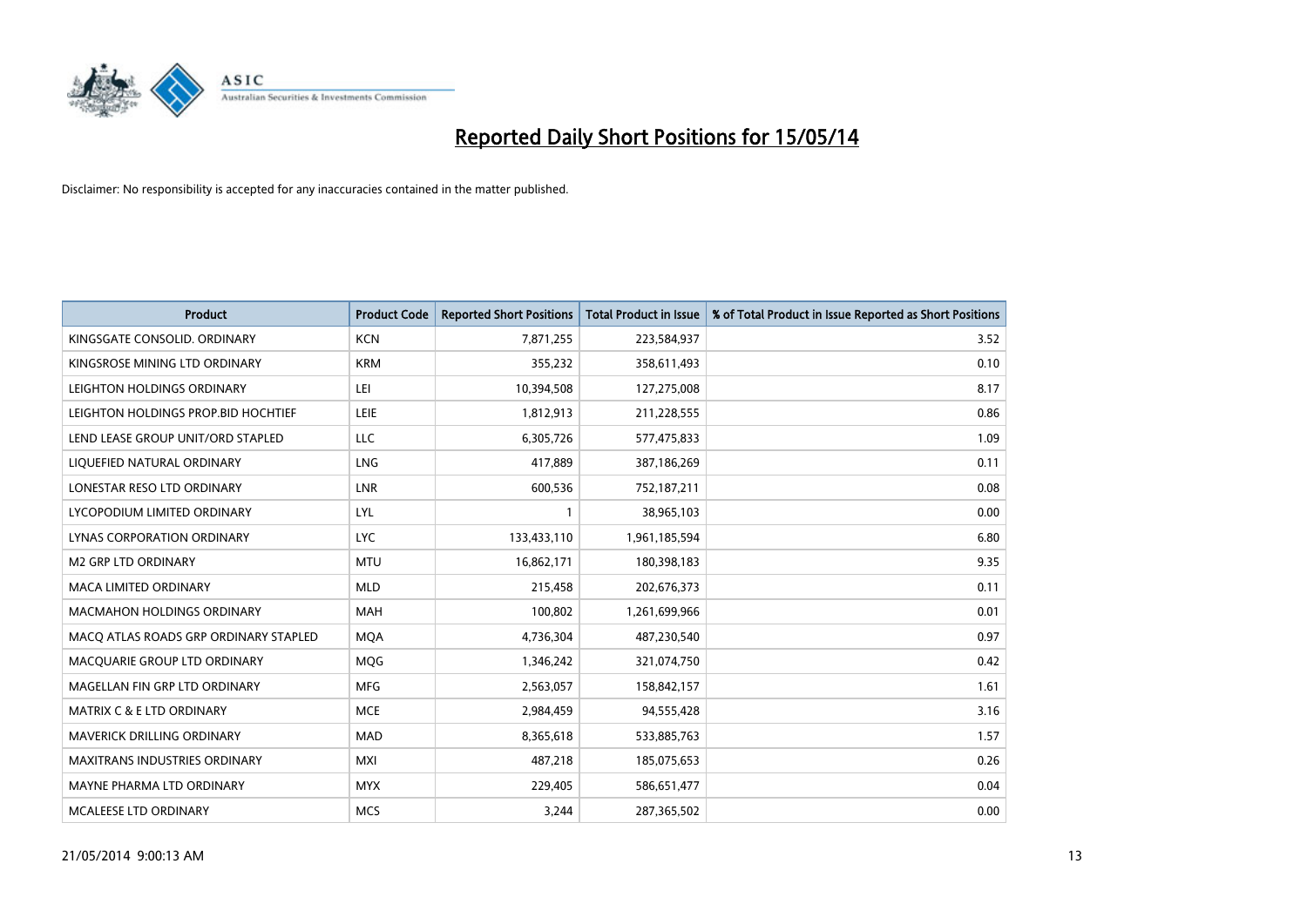# Reported Daily Short Positions for 15/05/14

Disclaimer: No responsibility is accepted for any inaccuracies contained in the matter published.

| Product | Product Code | Reported Short Positions | Total Product in Issue | % of Total Product in Issue Reported as Short Positions |
|---|---|---|---|---|
| KINGSGATE CONSOLID. ORDINARY | KCN | 7,871,255 | 223,584,937 | 3.52 |
| KINGSROSE MINING LTD ORDINARY | KRM | 355,232 | 358,611,493 | 0.10 |
| LEIGHTON HOLDINGS ORDINARY | LEI | 10,394,508 | 127,275,008 | 8.17 |
| LEIGHTON HOLDINGS PROP.BID HOCHTIEF | LEIE | 1,812,913 | 211,228,555 | 0.86 |
| LEND LEASE GROUP UNIT/ORD STAPLED | LLC | 6,305,726 | 577,475,833 | 1.09 |
| LIQUEFIED NATURAL ORDINARY | LNG | 417,889 | 387,186,269 | 0.11 |
| LONESTAR RESO LTD ORDINARY | LNR | 600,536 | 752,187,211 | 0.08 |
| LYCOPODIUM LIMITED ORDINARY | LYL | 1 | 38,965,103 | 0.00 |
| LYNAS CORPORATION ORDINARY | LYC | 133,433,110 | 1,961,185,594 | 6.80 |
| M2 GRP LTD ORDINARY | MTU | 16,862,171 | 180,398,183 | 9.35 |
| MACA LIMITED ORDINARY | MLD | 215,458 | 202,676,373 | 0.11 |
| MACMAHON HOLDINGS ORDINARY | MAH | 100,802 | 1,261,699,966 | 0.01 |
| MACQ ATLAS ROADS GRP ORDINARY STAPLED | MQA | 4,736,304 | 487,230,540 | 0.97 |
| MACQUARIE GROUP LTD ORDINARY | MQG | 1,346,242 | 321,074,750 | 0.42 |
| MAGELLAN FIN GRP LTD ORDINARY | MFG | 2,563,057 | 158,842,157 | 1.61 |
| MATRIX C & E LTD ORDINARY | MCE | 2,984,459 | 94,555,428 | 3.16 |
| MAVERICK DRILLING ORDINARY | MAD | 8,365,618 | 533,885,763 | 1.57 |
| MAXITRANS INDUSTRIES ORDINARY | MXI | 487,218 | 185,075,653 | 0.26 |
| MAYNE PHARMA LTD ORDINARY | MYX | 229,405 | 586,651,477 | 0.04 |
| MCALEESE LTD ORDINARY | MCS | 3,244 | 287,365,502 | 0.00 |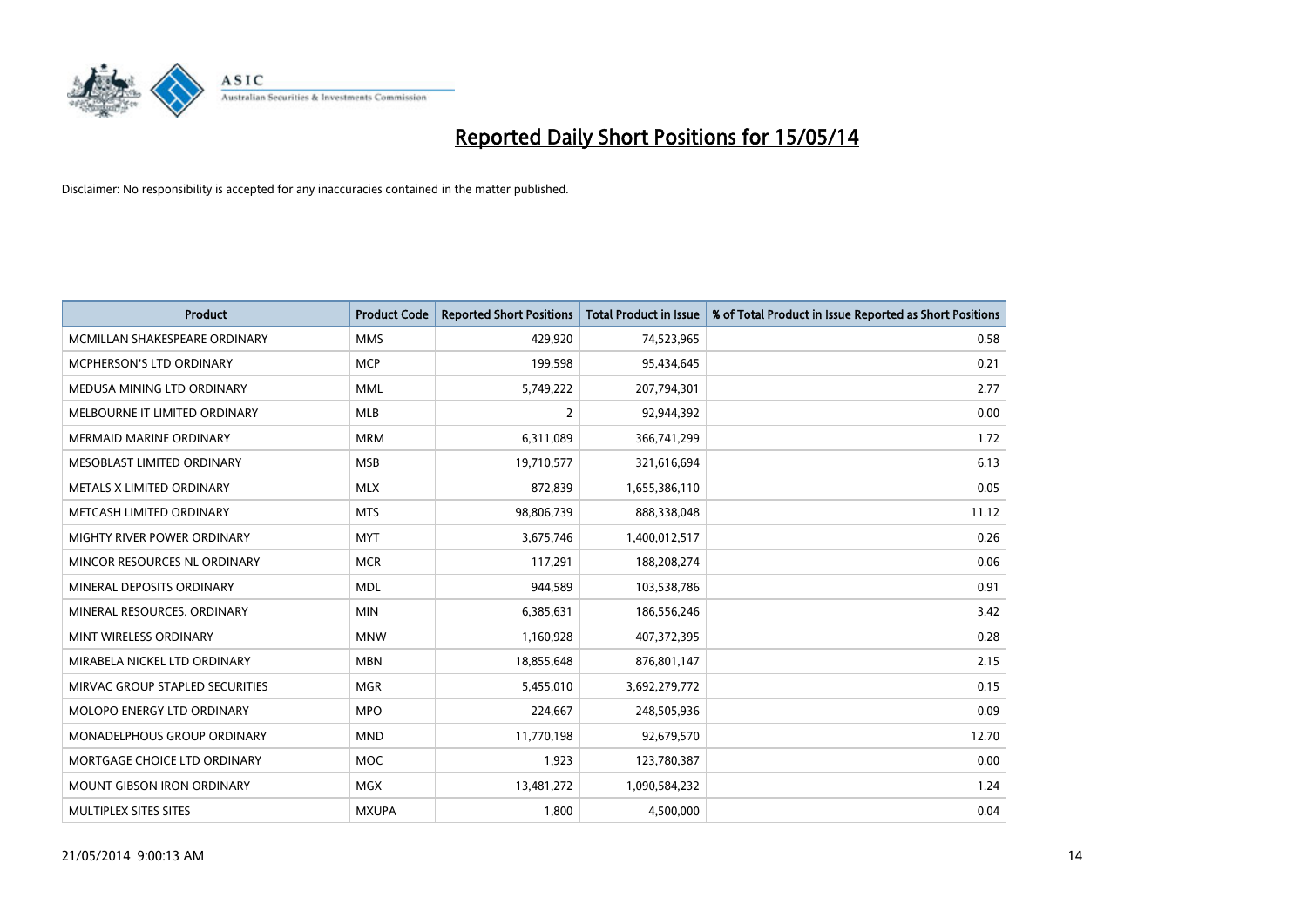# Reported Daily Short Positions for 15/05/14

Disclaimer: No responsibility is accepted for any inaccuracies contained in the matter published.

| Product | Product Code | Reported Short Positions | Total Product in Issue | % of Total Product in Issue Reported as Short Positions |
|---|---|---|---|---|
| MCMILLAN SHAKESPEARE ORDINARY | MMS | 429,920 | 74,523,965 | 0.58 |
| MCPHERSON'S LTD ORDINARY | MCP | 199,598 | 95,434,645 | 0.21 |
| MEDUSA MINING LTD ORDINARY | MML | 5,749,222 | 207,794,301 | 2.77 |
| MELBOURNE IT LIMITED ORDINARY | MLB | 2 | 92,944,392 | 0.00 |
| MERMAID MARINE ORDINARY | MRM | 6,311,089 | 366,741,299 | 1.72 |
| MESOBLAST LIMITED ORDINARY | MSB | 19,710,577 | 321,616,694 | 6.13 |
| METALS X LIMITED ORDINARY | MLX | 872,839 | 1,655,386,110 | 0.05 |
| METCASH LIMITED ORDINARY | MTS | 98,806,739 | 888,338,048 | 11.12 |
| MIGHTY RIVER POWER ORDINARY | MYT | 3,675,746 | 1,400,012,517 | 0.26 |
| MINCOR RESOURCES NL ORDINARY | MCR | 117,291 | 188,208,274 | 0.06 |
| MINERAL DEPOSITS ORDINARY | MDL | 944,589 | 103,538,786 | 0.91 |
| MINERAL RESOURCES. ORDINARY | MIN | 6,385,631 | 186,556,246 | 3.42 |
| MINT WIRELESS ORDINARY | MNW | 1,160,928 | 407,372,395 | 0.28 |
| MIRABELA NICKEL LTD ORDINARY | MBN | 18,855,648 | 876,801,147 | 2.15 |
| MIRVAC GROUP STAPLED SECURITIES | MGR | 5,455,010 | 3,692,279,772 | 0.15 |
| MOLOPO ENERGY LTD ORDINARY | MPO | 224,667 | 248,505,936 | 0.09 |
| MONADELPHOUS GROUP ORDINARY | MND | 11,770,198 | 92,679,570 | 12.70 |
| MORTGAGE CHOICE LTD ORDINARY | MOC | 1,923 | 123,780,387 | 0.00 |
| MOUNT GIBSON IRON ORDINARY | MGX | 13,481,272 | 1,090,584,232 | 1.24 |
| MULTIPLEX SITES SITES | MXUPA | 1,800 | 4,500,000 | 0.04 |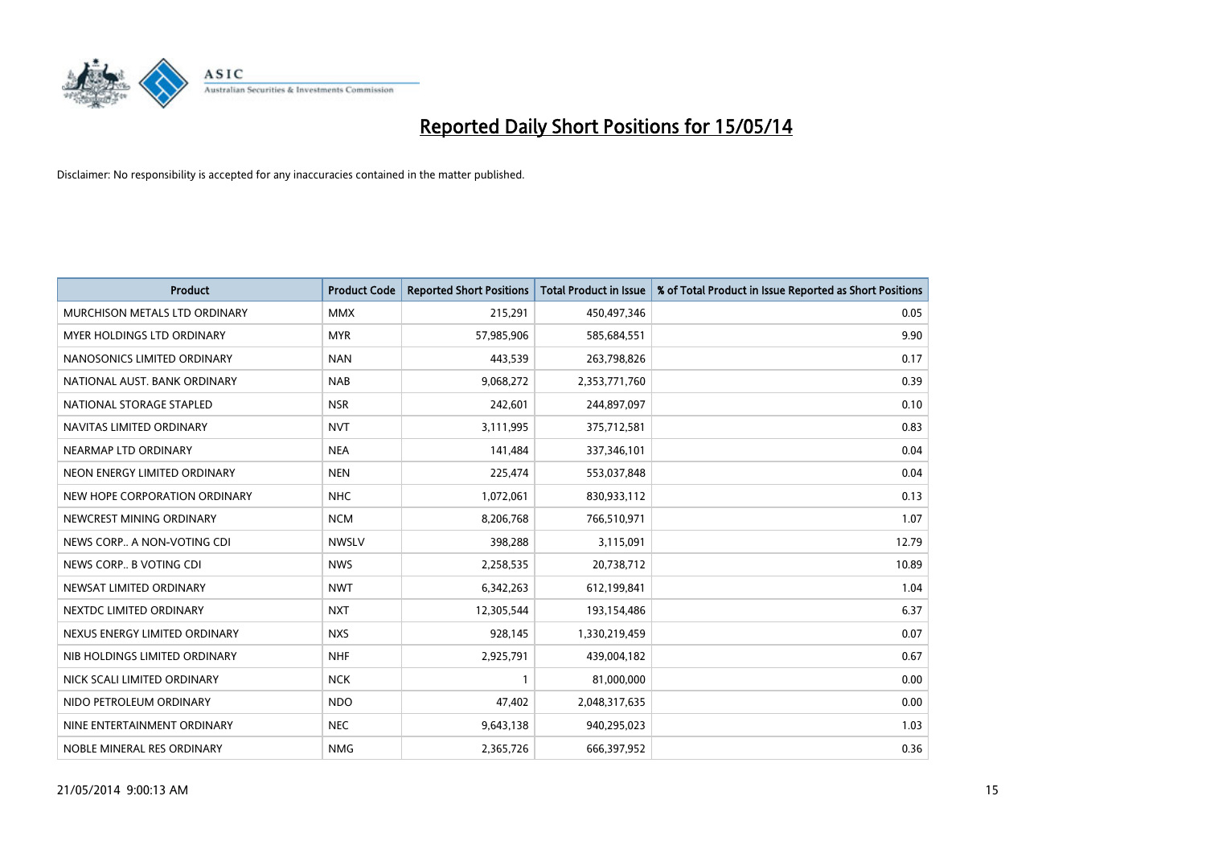# Reported Daily Short Positions for 15/05/14

Disclaimer: No responsibility is accepted for any inaccuracies contained in the matter published.

| Product | Product Code | Reported Short Positions | Total Product in Issue | % of Total Product in Issue Reported as Short Positions |
|---|---|---|---|---|
| MURCHISON METALS LTD ORDINARY | MMX | 215,291 | 450,497,346 | 0.05 |
| MYER HOLDINGS LTD ORDINARY | MYR | 57,985,906 | 585,684,551 | 9.90 |
| NANOSONICS LIMITED ORDINARY | NAN | 443,539 | 263,798,826 | 0.17 |
| NATIONAL AUST. BANK ORDINARY | NAB | 9,068,272 | 2,353,771,760 | 0.39 |
| NATIONAL STORAGE STAPLED | NSR | 242,601 | 244,897,097 | 0.10 |
| NAVITAS LIMITED ORDINARY | NVT | 3,111,995 | 375,712,581 | 0.83 |
| NEARMAP LTD ORDINARY | NEA | 141,484 | 337,346,101 | 0.04 |
| NEON ENERGY LIMITED ORDINARY | NEN | 225,474 | 553,037,848 | 0.04 |
| NEW HOPE CORPORATION ORDINARY | NHC | 1,072,061 | 830,933,112 | 0.13 |
| NEWCREST MINING ORDINARY | NCM | 8,206,768 | 766,510,971 | 1.07 |
| NEWS CORP.. A NON-VOTING CDI | NWSLV | 398,288 | 3,115,091 | 12.79 |
| NEWS CORP.. B VOTING CDI | NWS | 2,258,535 | 20,738,712 | 10.89 |
| NEWSAT LIMITED ORDINARY | NWT | 6,342,263 | 612,199,841 | 1.04 |
| NEXTDC LIMITED ORDINARY | NXT | 12,305,544 | 193,154,486 | 6.37 |
| NEXUS ENERGY LIMITED ORDINARY | NXS | 928,145 | 1,330,219,459 | 0.07 |
| NIB HOLDINGS LIMITED ORDINARY | NHF | 2,925,791 | 439,004,182 | 0.67 |
| NICK SCALI LIMITED ORDINARY | NCK | 1 | 81,000,000 | 0.00 |
| NIDO PETROLEUM ORDINARY | NDO | 47,402 | 2,048,317,635 | 0.00 |
| NINE ENTERTAINMENT ORDINARY | NEC | 9,643,138 | 940,295,023 | 1.03 |
| NOBLE MINERAL RES ORDINARY | NMG | 2,365,726 | 666,397,952 | 0.36 |

21/05/2014 9:00:13 AM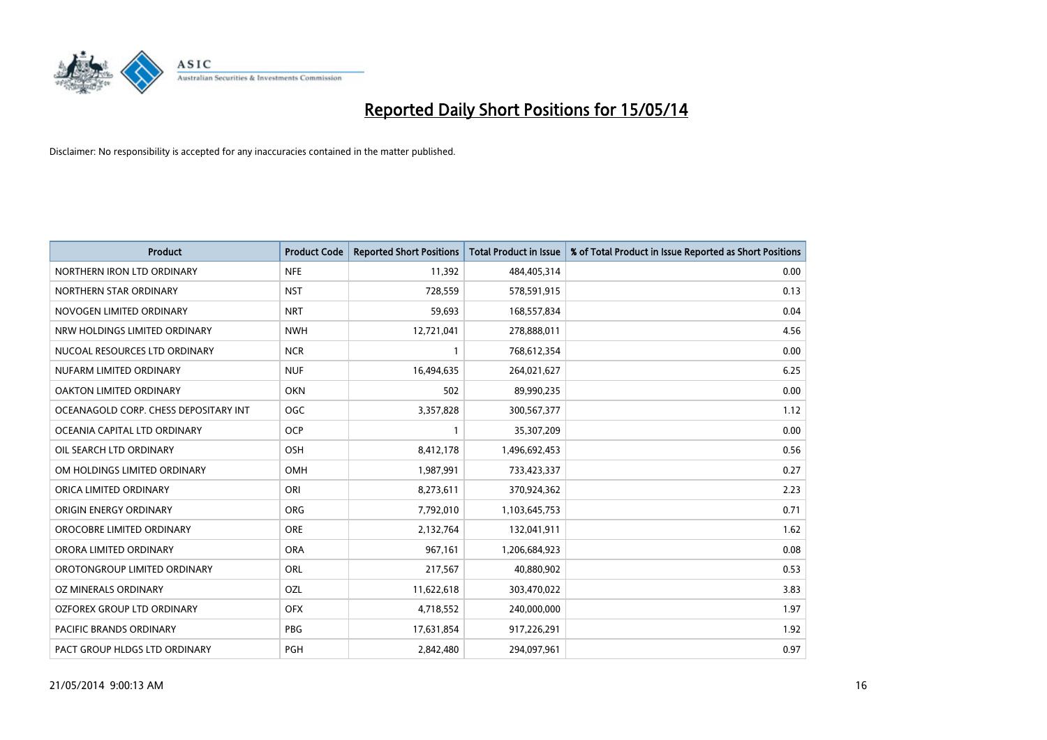# Reported Daily Short Positions for 15/05/14

Disclaimer: No responsibility is accepted for any inaccuracies contained in the matter published.

| Product | Product Code | Reported Short Positions | Total Product in Issue | % of Total Product in Issue Reported as Short Positions |
|---|---|---|---|---|
| NORTHERN IRON LTD ORDINARY | NFE | 11,392 | 484,405,314 | 0.00 |
| NORTHERN STAR ORDINARY | NST | 728,559 | 578,591,915 | 0.13 |
| NOVOGEN LIMITED ORDINARY | NRT | 59,693 | 168,557,834 | 0.04 |
| NRW HOLDINGS LIMITED ORDINARY | NWH | 12,721,041 | 278,888,011 | 4.56 |
| NUCOAL RESOURCES LTD ORDINARY | NCR | 1 | 768,612,354 | 0.00 |
| NUFARM LIMITED ORDINARY | NUF | 16,494,635 | 264,021,627 | 6.25 |
| OAKTON LIMITED ORDINARY | OKN | 502 | 89,990,235 | 0.00 |
| OCEANAGOLD CORP. CHESS DEPOSITARY INT | OGC | 3,357,828 | 300,567,377 | 1.12 |
| OCEANIA CAPITAL LTD ORDINARY | OCP | 1 | 35,307,209 | 0.00 |
| OIL SEARCH LTD ORDINARY | OSH | 8,412,178 | 1,496,692,453 | 0.56 |
| OM HOLDINGS LIMITED ORDINARY | OMH | 1,987,991 | 733,423,337 | 0.27 |
| ORICA LIMITED ORDINARY | ORI | 8,273,611 | 370,924,362 | 2.23 |
| ORIGIN ENERGY ORDINARY | ORG | 7,792,010 | 1,103,645,753 | 0.71 |
| OROCOBRE LIMITED ORDINARY | ORE | 2,132,764 | 132,041,911 | 1.62 |
| ORORA LIMITED ORDINARY | ORA | 967,161 | 1,206,684,923 | 0.08 |
| OROTONGROUP LIMITED ORDINARY | ORL | 217,567 | 40,880,902 | 0.53 |
| OZ MINERALS ORDINARY | OZL | 11,622,618 | 303,470,022 | 3.83 |
| OZFOREX GROUP LTD ORDINARY | OFX | 4,718,552 | 240,000,000 | 1.97 |
| PACIFIC BRANDS ORDINARY | PBG | 17,631,854 | 917,226,291 | 1.92 |
| PACT GROUP HLDGS LTD ORDINARY | PGH | 2,842,480 | 294,097,961 | 0.97 |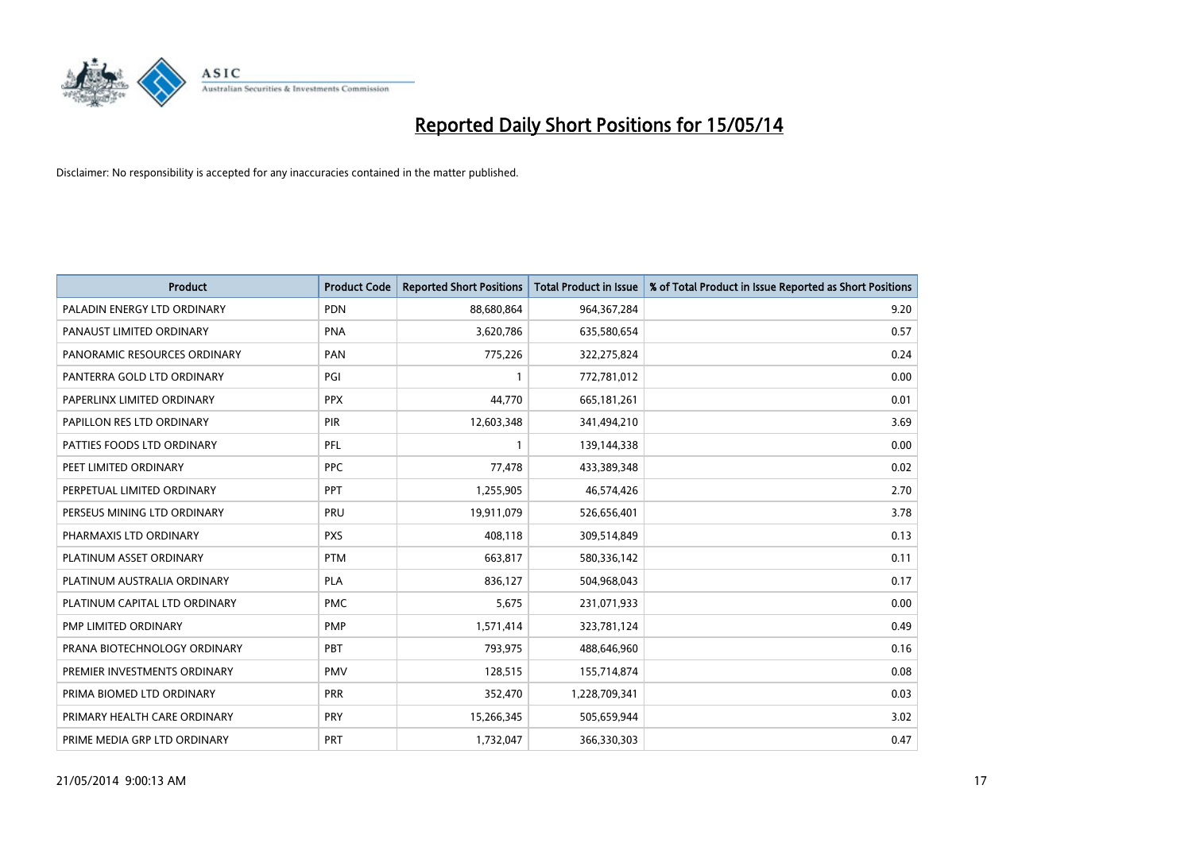# Reported Daily Short Positions for 15/05/14

Disclaimer: No responsibility is accepted for any inaccuracies contained in the matter published.

| Product | Product Code | Reported Short Positions | Total Product in Issue | % of Total Product in Issue Reported as Short Positions |
|---|---|---|---|---|
| PALADIN ENERGY LTD ORDINARY | PDN | 88,680,864 | 964,367,284 | 9.20 |
| PANAUST LIMITED ORDINARY | PNA | 3,620,786 | 635,580,654 | 0.57 |
| PANORAMIC RESOURCES ORDINARY | PAN | 775,226 | 322,275,824 | 0.24 |
| PANTERRA GOLD LTD ORDINARY | PGI | 1 | 772,781,012 | 0.00 |
| PAPERLINX LIMITED ORDINARY | PPX | 44,770 | 665,181,261 | 0.01 |
| PAPILLON RES LTD ORDINARY | PIR | 12,603,348 | 341,494,210 | 3.69 |
| PATTIES FOODS LTD ORDINARY | PFL | 1 | 139,144,338 | 0.00 |
| PEET LIMITED ORDINARY | PPC | 77,478 | 433,389,348 | 0.02 |
| PERPETUAL LIMITED ORDINARY | PPT | 1,255,905 | 46,574,426 | 2.70 |
| PERSEUS MINING LTD ORDINARY | PRU | 19,911,079 | 526,656,401 | 3.78 |
| PHARMAXIS LTD ORDINARY | PXS | 408,118 | 309,514,849 | 0.13 |
| PLATINUM ASSET ORDINARY | PTM | 663,817 | 580,336,142 | 0.11 |
| PLATINUM AUSTRALIA ORDINARY | PLA | 836,127 | 504,968,043 | 0.17 |
| PLATINUM CAPITAL LTD ORDINARY | PMC | 5,675 | 231,071,933 | 0.00 |
| PMP LIMITED ORDINARY | PMP | 1,571,414 | 323,781,124 | 0.49 |
| PRANA BIOTECHNOLOGY ORDINARY | PBT | 793,975 | 488,646,960 | 0.16 |
| PREMIER INVESTMENTS ORDINARY | PMV | 128,515 | 155,714,874 | 0.08 |
| PRIMA BIOMED LTD ORDINARY | PRR | 352,470 | 1,228,709,341 | 0.03 |
| PRIMARY HEALTH CARE ORDINARY | PRY | 15,266,345 | 505,659,944 | 3.02 |
| PRIME MEDIA GRP LTD ORDINARY | PRT | 1,732,047 | 366,330,303 | 0.47 |

21/05/2014 9:00:13 AM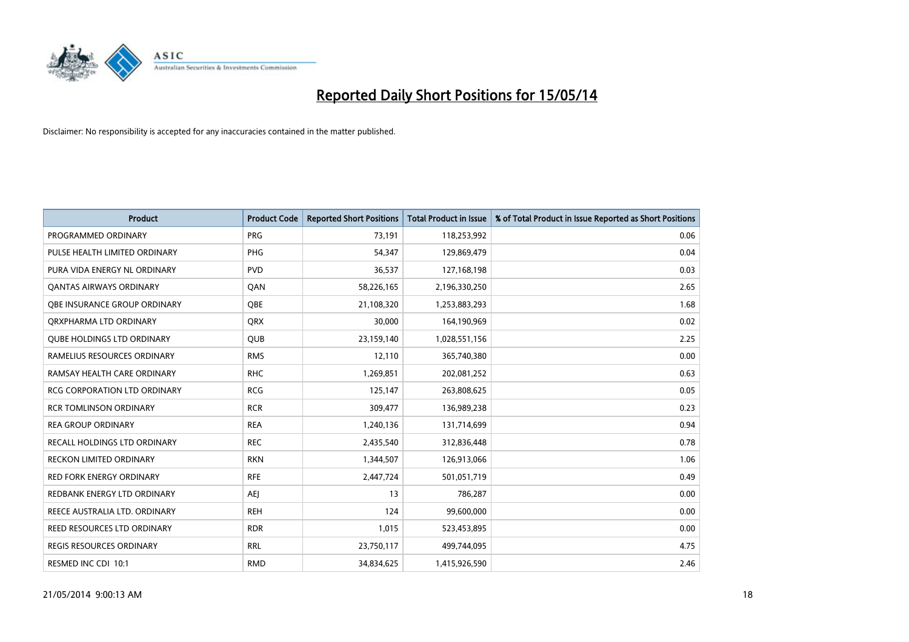# Reported Daily Short Positions for 15/05/14

Disclaimer: No responsibility is accepted for any inaccuracies contained in the matter published.

| Product | Product Code | Reported Short Positions | Total Product in Issue | % of Total Product in Issue Reported as Short Positions |
|---|---|---|---|---|
| PROGRAMMED ORDINARY | PRG | 73,191 | 118,253,992 | 0.06 |
| PULSE HEALTH LIMITED ORDINARY | PHG | 54,347 | 129,869,479 | 0.04 |
| PURA VIDA ENERGY NL ORDINARY | PVD | 36,537 | 127,168,198 | 0.03 |
| QANTAS AIRWAYS ORDINARY | QAN | 58,226,165 | 2,196,330,250 | 2.65 |
| QBE INSURANCE GROUP ORDINARY | QBE | 21,108,320 | 1,253,883,293 | 1.68 |
| QRXPHARMA LTD ORDINARY | QRX | 30,000 | 164,190,969 | 0.02 |
| QUBE HOLDINGS LTD ORDINARY | QUB | 23,159,140 | 1,028,551,156 | 2.25 |
| RAMELIUS RESOURCES ORDINARY | RMS | 12,110 | 365,740,380 | 0.00 |
| RAMSAY HEALTH CARE ORDINARY | RHC | 1,269,851 | 202,081,252 | 0.63 |
| RCG CORPORATION LTD ORDINARY | RCG | 125,147 | 263,808,625 | 0.05 |
| RCR TOMLINSON ORDINARY | RCR | 309,477 | 136,989,238 | 0.23 |
| REA GROUP ORDINARY | REA | 1,240,136 | 131,714,699 | 0.94 |
| RECALL HOLDINGS LTD ORDINARY | REC | 2,435,540 | 312,836,448 | 0.78 |
| RECKON LIMITED ORDINARY | RKN | 1,344,507 | 126,913,066 | 1.06 |
| RED FORK ENERGY ORDINARY | RFE | 2,447,724 | 501,051,719 | 0.49 |
| REDBANK ENERGY LTD ORDINARY | AEJ | 13 | 786,287 | 0.00 |
| REECE AUSTRALIA LTD. ORDINARY | REH | 124 | 99,600,000 | 0.00 |
| REED RESOURCES LTD ORDINARY | RDR | 1,015 | 523,453,895 | 0.00 |
| REGIS RESOURCES ORDINARY | RRL | 23,750,117 | 499,744,095 | 4.75 |
| RESMED INC CDI 10:1 | RMD | 34,834,625 | 1,415,926,590 | 2.46 |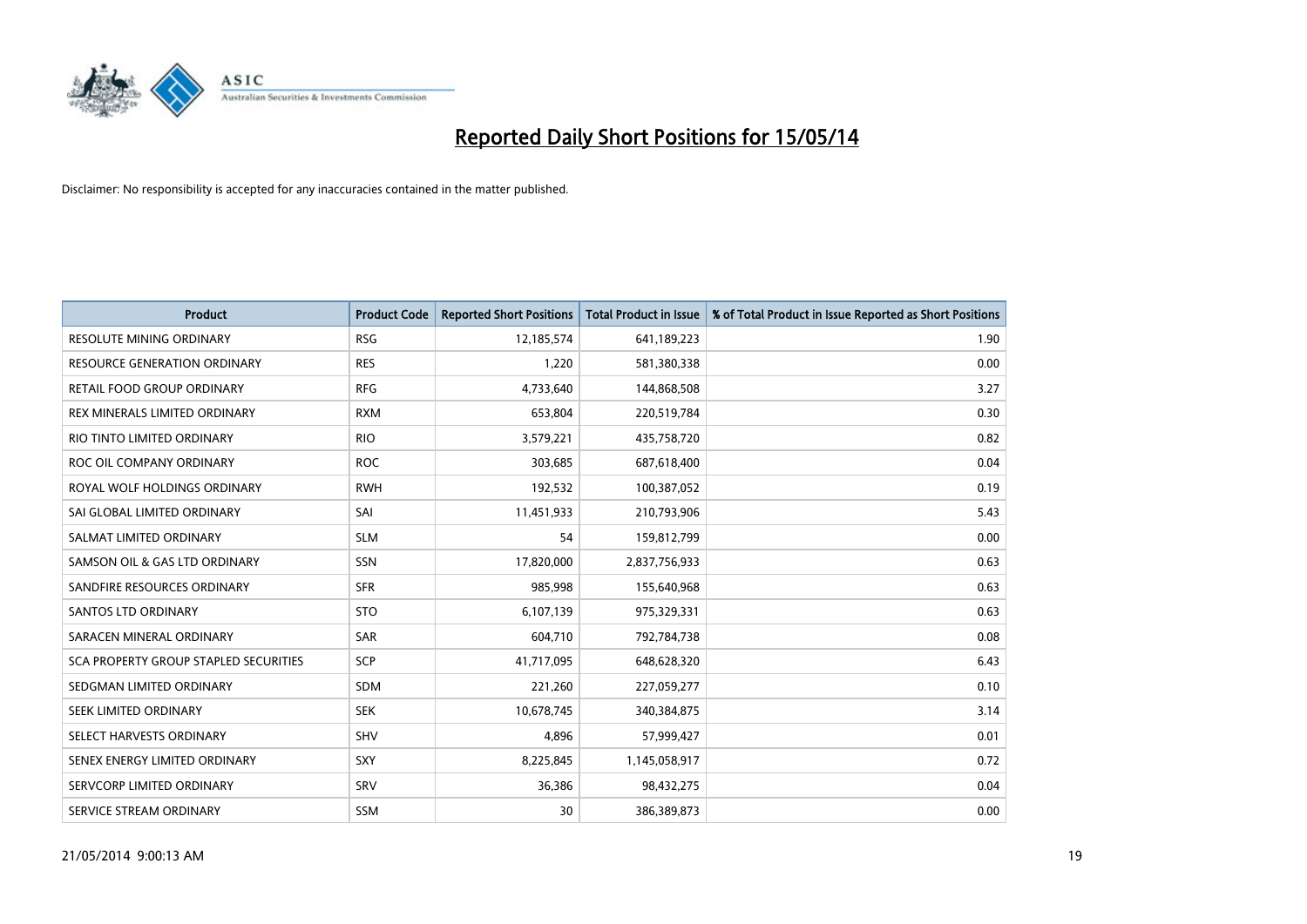# Reported Daily Short Positions for 15/05/14

Disclaimer: No responsibility is accepted for any inaccuracies contained in the matter published.

| Product | Product Code | Reported Short Positions | Total Product in Issue | % of Total Product in Issue Reported as Short Positions |
|---|---|---|---|---|
| RESOLUTE MINING ORDINARY | RSG | 12,185,574 | 641,189,223 | 1.90 |
| RESOURCE GENERATION ORDINARY | RES | 1,220 | 581,380,338 | 0.00 |
| RETAIL FOOD GROUP ORDINARY | RFG | 4,733,640 | 144,868,508 | 3.27 |
| REX MINERALS LIMITED ORDINARY | RXM | 653,804 | 220,519,784 | 0.30 |
| RIO TINTO LIMITED ORDINARY | RIO | 3,579,221 | 435,758,720 | 0.82 |
| ROC OIL COMPANY ORDINARY | ROC | 303,685 | 687,618,400 | 0.04 |
| ROYAL WOLF HOLDINGS ORDINARY | RWH | 192,532 | 100,387,052 | 0.19 |
| SAI GLOBAL LIMITED ORDINARY | SAI | 11,451,933 | 210,793,906 | 5.43 |
| SALMAT LIMITED ORDINARY | SLM | 54 | 159,812,799 | 0.00 |
| SAMSON OIL & GAS LTD ORDINARY | SSN | 17,820,000 | 2,837,756,933 | 0.63 |
| SANDFIRE RESOURCES ORDINARY | SFR | 985,998 | 155,640,968 | 0.63 |
| SANTOS LTD ORDINARY | STO | 6,107,139 | 975,329,331 | 0.63 |
| SARACEN MINERAL ORDINARY | SAR | 604,710 | 792,784,738 | 0.08 |
| SCA PROPERTY GROUP STAPLED SECURITIES | SCP | 41,717,095 | 648,628,320 | 6.43 |
| SEDGMAN LIMITED ORDINARY | SDM | 221,260 | 227,059,277 | 0.10 |
| SEEK LIMITED ORDINARY | SEK | 10,678,745 | 340,384,875 | 3.14 |
| SELECT HARVESTS ORDINARY | SHV | 4,896 | 57,999,427 | 0.01 |
| SENEX ENERGY LIMITED ORDINARY | SXY | 8,225,845 | 1,145,058,917 | 0.72 |
| SERVCORP LIMITED ORDINARY | SRV | 36,386 | 98,432,275 | 0.04 |
| SERVICE STREAM ORDINARY | SSM | 30 | 386,389,873 | 0.00 |

21/05/2014 9:00:13 AM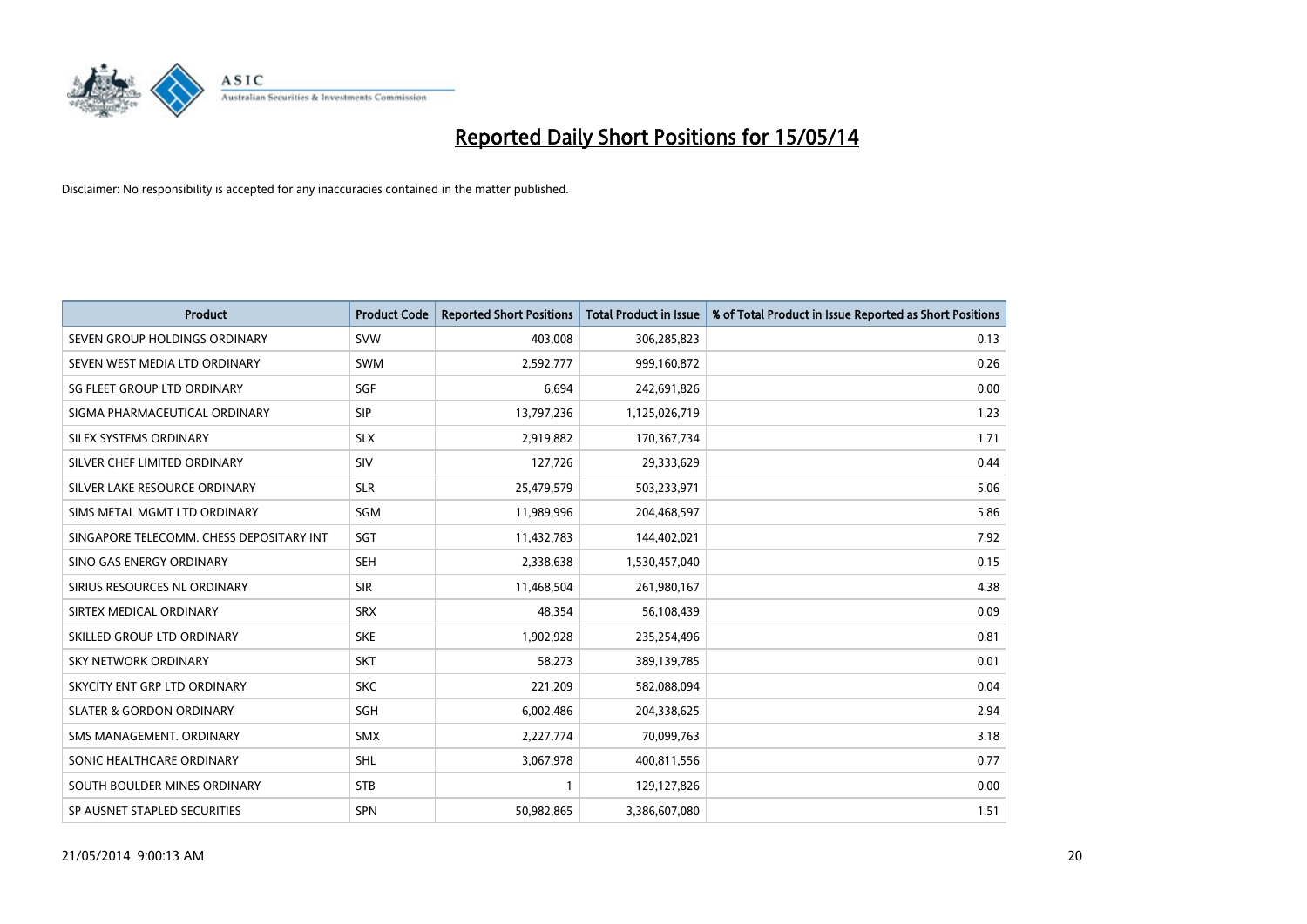# Reported Daily Short Positions for 15/05/14

Disclaimer: No responsibility is accepted for any inaccuracies contained in the matter published.

| Product | Product Code | Reported Short Positions | Total Product in Issue | % of Total Product in Issue Reported as Short Positions |
|---|---|---|---|---|
| SEVEN GROUP HOLDINGS ORDINARY | SVW | 403,008 | 306,285,823 | 0.13 |
| SEVEN WEST MEDIA LTD ORDINARY | SWM | 2,592,777 | 999,160,872 | 0.26 |
| SG FLEET GROUP LTD ORDINARY | SGF | 6,694 | 242,691,826 | 0.00 |
| SIGMA PHARMACEUTICAL ORDINARY | SIP | 13,797,236 | 1,125,026,719 | 1.23 |
| SILEX SYSTEMS ORDINARY | SLX | 2,919,882 | 170,367,734 | 1.71 |
| SILVER CHEF LIMITED ORDINARY | SIV | 127,726 | 29,333,629 | 0.44 |
| SILVER LAKE RESOURCE ORDINARY | SLR | 25,479,579 | 503,233,971 | 5.06 |
| SIMS METAL MGMT LTD ORDINARY | SGM | 11,989,996 | 204,468,597 | 5.86 |
| SINGAPORE TELECOMM. CHESS DEPOSITARY INT | SGT | 11,432,783 | 144,402,021 | 7.92 |
| SINO GAS ENERGY ORDINARY | SEH | 2,338,638 | 1,530,457,040 | 0.15 |
| SIRIUS RESOURCES NL ORDINARY | SIR | 11,468,504 | 261,980,167 | 4.38 |
| SIRTEX MEDICAL ORDINARY | SRX | 48,354 | 56,108,439 | 0.09 |
| SKILLED GROUP LTD ORDINARY | SKE | 1,902,928 | 235,254,496 | 0.81 |
| SKY NETWORK ORDINARY | SKT | 58,273 | 389,139,785 | 0.01 |
| SKYCITY ENT GRP LTD ORDINARY | SKC | 221,209 | 582,088,094 | 0.04 |
| SLATER & GORDON ORDINARY | SGH | 6,002,486 | 204,338,625 | 2.94 |
| SMS MANAGEMENT. ORDINARY | SMX | 2,227,774 | 70,099,763 | 3.18 |
| SONIC HEALTHCARE ORDINARY | SHL | 3,067,978 | 400,811,556 | 0.77 |
| SOUTH BOULDER MINES ORDINARY | STB | 1 | 129,127,826 | 0.00 |
| SP AUSNET STAPLED SECURITIES | SPN | 50,982,865 | 3,386,607,080 | 1.51 |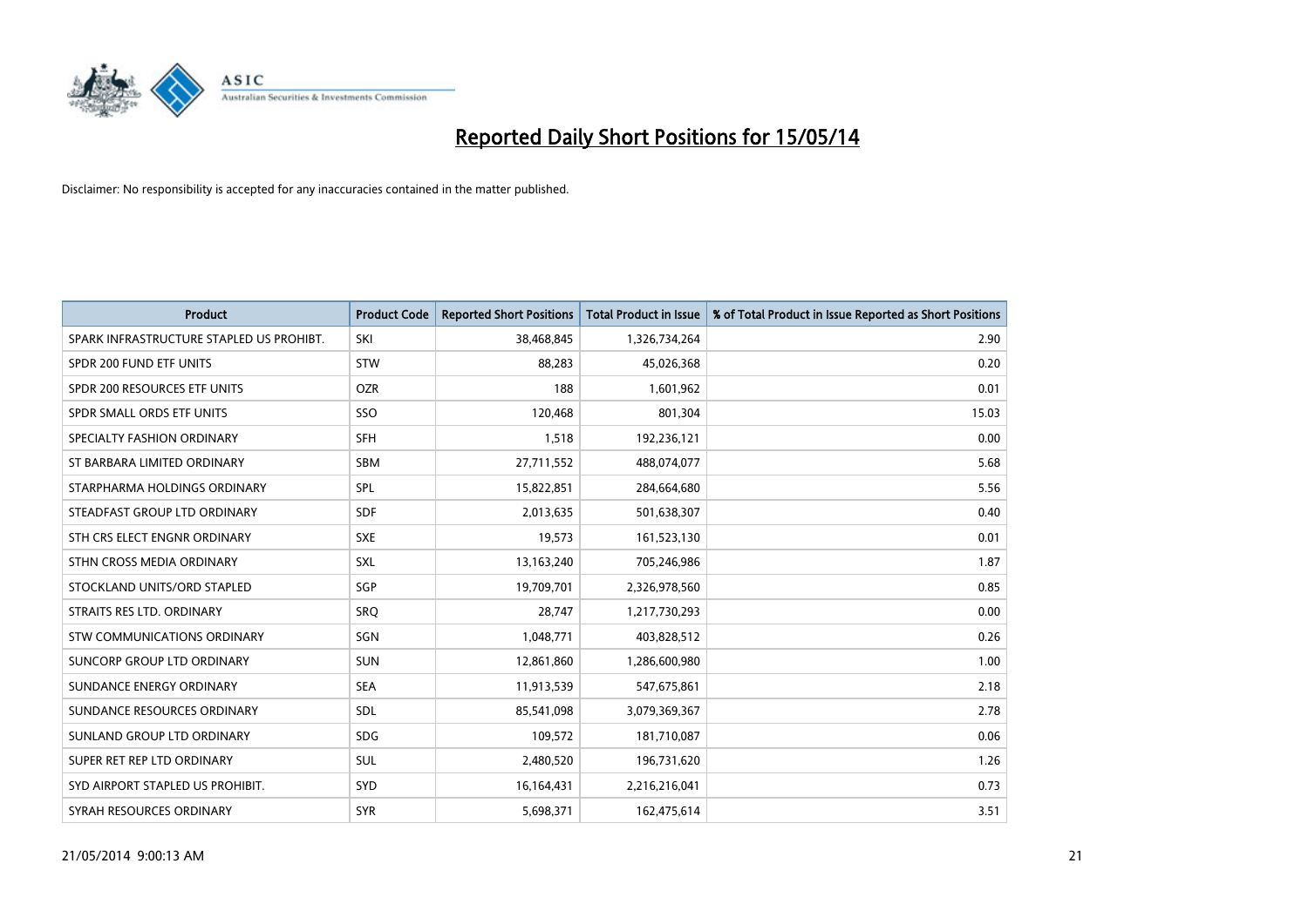# Reported Daily Short Positions for 15/05/14

Disclaimer: No responsibility is accepted for any inaccuracies contained in the matter published.

| Product | Product Code | Reported Short Positions | Total Product in Issue | % of Total Product in Issue Reported as Short Positions |
|---|---|---|---|---|
| SPARK INFRASTRUCTURE STAPLED US PROHIBT. | SKI | 38,468,845 | 1,326,734,264 | 2.90 |
| SPDR 200 FUND ETF UNITS | STW | 88,283 | 45,026,368 | 0.20 |
| SPDR 200 RESOURCES ETF UNITS | OZR | 188 | 1,601,962 | 0.01 |
| SPDR SMALL ORDS ETF UNITS | SSO | 120,468 | 801,304 | 15.03 |
| SPECIALTY FASHION ORDINARY | SFH | 1,518 | 192,236,121 | 0.00 |
| ST BARBARA LIMITED ORDINARY | SBM | 27,711,552 | 488,074,077 | 5.68 |
| STARPHARMA HOLDINGS ORDINARY | SPL | 15,822,851 | 284,664,680 | 5.56 |
| STEADFAST GROUP LTD ORDINARY | SDF | 2,013,635 | 501,638,307 | 0.40 |
| STH CRS ELECT ENGNR ORDINARY | SXE | 19,573 | 161,523,130 | 0.01 |
| STHN CROSS MEDIA ORDINARY | SXL | 13,163,240 | 705,246,986 | 1.87 |
| STOCKLAND UNITS/ORD STAPLED | SGP | 19,709,701 | 2,326,978,560 | 0.85 |
| STRAITS RES LTD. ORDINARY | SRQ | 28,747 | 1,217,730,293 | 0.00 |
| STW COMMUNICATIONS ORDINARY | SGN | 1,048,771 | 403,828,512 | 0.26 |
| SUNCORP GROUP LTD ORDINARY | SUN | 12,861,860 | 1,286,600,980 | 1.00 |
| SUNDANCE ENERGY ORDINARY | SEA | 11,913,539 | 547,675,861 | 2.18 |
| SUNDANCE RESOURCES ORDINARY | SDL | 85,541,098 | 3,079,369,367 | 2.78 |
| SUNLAND GROUP LTD ORDINARY | SDG | 109,572 | 181,710,087 | 0.06 |
| SUPER RET REP LTD ORDINARY | SUL | 2,480,520 | 196,731,620 | 1.26 |
| SYD AIRPORT STAPLED US PROHIBIT. | SYD | 16,164,431 | 2,216,216,041 | 0.73 |
| SYRAH RESOURCES ORDINARY | SYR | 5,698,371 | 162,475,614 | 3.51 |

21/05/2014 9:00:13 AM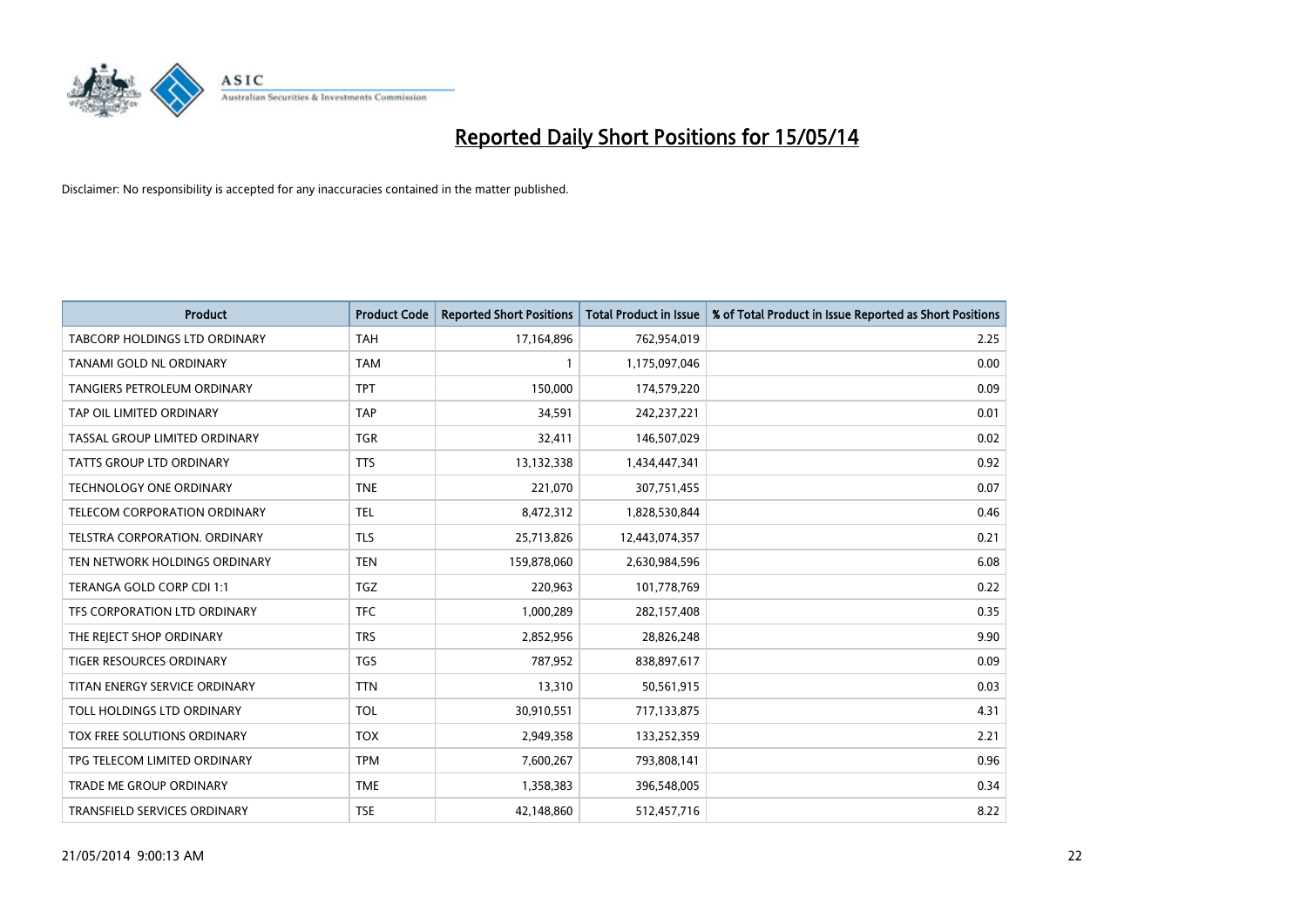# Reported Daily Short Positions for 15/05/14

Disclaimer: No responsibility is accepted for any inaccuracies contained in the matter published.

| Product | Product Code | Reported Short Positions | Total Product in Issue | % of Total Product in Issue Reported as Short Positions |
|---|---|---|---|---|
| TABCORP HOLDINGS LTD ORDINARY | TAH | 17,164,896 | 762,954,019 | 2.25 |
| TANAMI GOLD NL ORDINARY | TAM | 1 | 1,175,097,046 | 0.00 |
| TANGIERS PETROLEUM ORDINARY | TPT | 150,000 | 174,579,220 | 0.09 |
| TAP OIL LIMITED ORDINARY | TAP | 34,591 | 242,237,221 | 0.01 |
| TASSAL GROUP LIMITED ORDINARY | TGR | 32,411 | 146,507,029 | 0.02 |
| TATTS GROUP LTD ORDINARY | TTS | 13,132,338 | 1,434,447,341 | 0.92 |
| TECHNOLOGY ONE ORDINARY | TNE | 221,070 | 307,751,455 | 0.07 |
| TELECOM CORPORATION ORDINARY | TEL | 8,472,312 | 1,828,530,844 | 0.46 |
| TELSTRA CORPORATION. ORDINARY | TLS | 25,713,826 | 12,443,074,357 | 0.21 |
| TEN NETWORK HOLDINGS ORDINARY | TEN | 159,878,060 | 2,630,984,596 | 6.08 |
| TERANGA GOLD CORP CDI 1:1 | TGZ | 220,963 | 101,778,769 | 0.22 |
| TFS CORPORATION LTD ORDINARY | TFC | 1,000,289 | 282,157,408 | 0.35 |
| THE REJECT SHOP ORDINARY | TRS | 2,852,956 | 28,826,248 | 9.90 |
| TIGER RESOURCES ORDINARY | TGS | 787,952 | 838,897,617 | 0.09 |
| TITAN ENERGY SERVICE ORDINARY | TTN | 13,310 | 50,561,915 | 0.03 |
| TOLL HOLDINGS LTD ORDINARY | TOL | 30,910,551 | 717,133,875 | 4.31 |
| TOX FREE SOLUTIONS ORDINARY | TOX | 2,949,358 | 133,252,359 | 2.21 |
| TPG TELECOM LIMITED ORDINARY | TPM | 7,600,267 | 793,808,141 | 0.96 |
| TRADE ME GROUP ORDINARY | TME | 1,358,383 | 396,548,005 | 0.34 |
| TRANSFIELD SERVICES ORDINARY | TSE | 42,148,860 | 512,457,716 | 8.22 |

21/05/2014 9:00:13 AM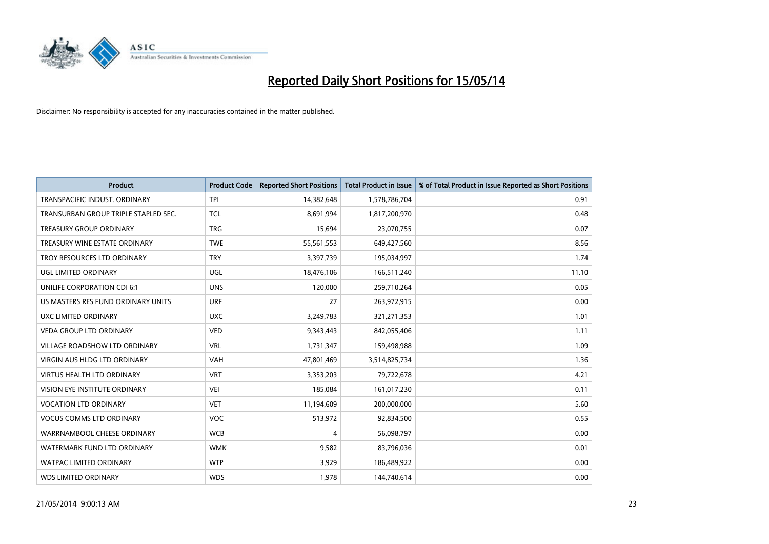# Reported Daily Short Positions for 15/05/14

Disclaimer: No responsibility is accepted for any inaccuracies contained in the matter published.

| Product | Product Code | Reported Short Positions | Total Product in Issue | % of Total Product in Issue Reported as Short Positions |
|---|---|---|---|---|
| TRANSPACIFIC INDUST. ORDINARY | TPI | 14,382,648 | 1,578,786,704 | 0.91 |
| TRANSURBAN GROUP TRIPLE STAPLED SEC. | TCL | 8,691,994 | 1,817,200,970 | 0.48 |
| TREASURY GROUP ORDINARY | TRG | 15,694 | 23,070,755 | 0.07 |
| TREASURY WINE ESTATE ORDINARY | TWE | 55,561,553 | 649,427,560 | 8.56 |
| TROY RESOURCES LTD ORDINARY | TRY | 3,397,739 | 195,034,997 | 1.74 |
| UGL LIMITED ORDINARY | UGL | 18,476,106 | 166,511,240 | 11.10 |
| UNILIFE CORPORATION CDI 6:1 | UNS | 120,000 | 259,710,264 | 0.05 |
| US MASTERS RES FUND ORDINARY UNITS | URF | 27 | 263,972,915 | 0.00 |
| UXC LIMITED ORDINARY | UXC | 3,249,783 | 321,271,353 | 1.01 |
| VEDA GROUP LTD ORDINARY | VED | 9,343,443 | 842,055,406 | 1.11 |
| VILLAGE ROADSHOW LTD ORDINARY | VRL | 1,731,347 | 159,498,988 | 1.09 |
| VIRGIN AUS HLDG LTD ORDINARY | VAH | 47,801,469 | 3,514,825,734 | 1.36 |
| VIRTUS HEALTH LTD ORDINARY | VRT | 3,353,203 | 79,722,678 | 4.21 |
| VISION EYE INSTITUTE ORDINARY | VEI | 185,084 | 161,017,230 | 0.11 |
| VOCATION LTD ORDINARY | VET | 11,194,609 | 200,000,000 | 5.60 |
| VOCUS COMMS LTD ORDINARY | VOC | 513,972 | 92,834,500 | 0.55 |
| WARRNAMBOOL CHEESE ORDINARY | WCB | 4 | 56,098,797 | 0.00 |
| WATERMARK FUND LTD ORDINARY | WMK | 9,582 | 83,796,036 | 0.01 |
| WATPAC LIMITED ORDINARY | WTP | 3,929 | 186,489,922 | 0.00 |
| WDS LIMITED ORDINARY | WDS | 1,978 | 144,740,614 | 0.00 |

21/05/2014 9:00:13 AM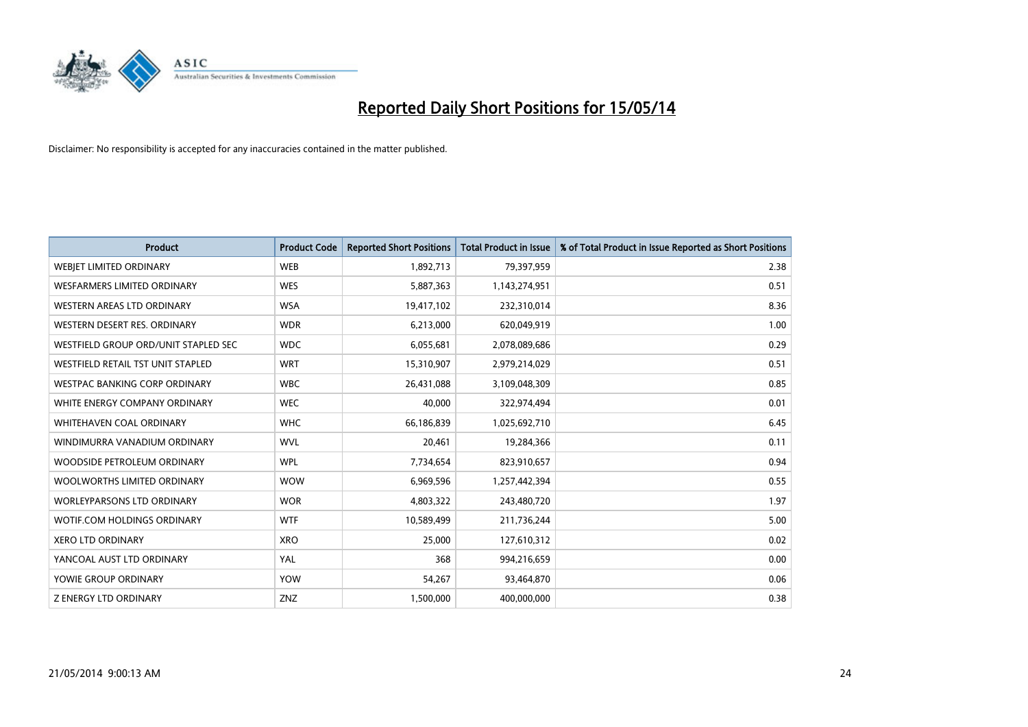# Reported Daily Short Positions for 15/05/14

Disclaimer: No responsibility is accepted for any inaccuracies contained in the matter published.

| Product | Product Code | Reported Short Positions | Total Product in Issue | % of Total Product in Issue Reported as Short Positions |
|---|---|---|---|---|
| WEBJET LIMITED ORDINARY | WEB | 1,892,713 | 79,397,959 | 2.38 |
| WESFARMERS LIMITED ORDINARY | WES | 5,887,363 | 1,143,274,951 | 0.51 |
| WESTERN AREAS LTD ORDINARY | WSA | 19,417,102 | 232,310,014 | 8.36 |
| WESTERN DESERT RES. ORDINARY | WDR | 6,213,000 | 620,049,919 | 1.00 |
| WESTFIELD GROUP ORD/UNIT STAPLED SEC | WDC | 6,055,681 | 2,078,089,686 | 0.29 |
| WESTFIELD RETAIL TST UNIT STAPLED | WRT | 15,310,907 | 2,979,214,029 | 0.51 |
| WESTPAC BANKING CORP ORDINARY | WBC | 26,431,088 | 3,109,048,309 | 0.85 |
| WHITE ENERGY COMPANY ORDINARY | WEC | 40,000 | 322,974,494 | 0.01 |
| WHITEHAVEN COAL ORDINARY | WHC | 66,186,839 | 1,025,692,710 | 6.45 |
| WINDIMURRA VANADIUM ORDINARY | WVL | 20,461 | 19,284,366 | 0.11 |
| WOODSIDE PETROLEUM ORDINARY | WPL | 7,734,654 | 823,910,657 | 0.94 |
| WOOLWORTHS LIMITED ORDINARY | WOW | 6,969,596 | 1,257,442,394 | 0.55 |
| WORLEYPARSONS LTD ORDINARY | WOR | 4,803,322 | 243,480,720 | 1.97 |
| WOTIF.COM HOLDINGS ORDINARY | WTF | 10,589,499 | 211,736,244 | 5.00 |
| XERO LTD ORDINARY | XRO | 25,000 | 127,610,312 | 0.02 |
| YANCOAL AUST LTD ORDINARY | YAL | 368 | 994,216,659 | 0.00 |
| YOWIE GROUP ORDINARY | YOW | 54,267 | 93,464,870 | 0.06 |
| Z ENERGY LTD ORDINARY | ZNZ | 1,500,000 | 400,000,000 | 0.38 |

21/05/2014 9:00:13 AM